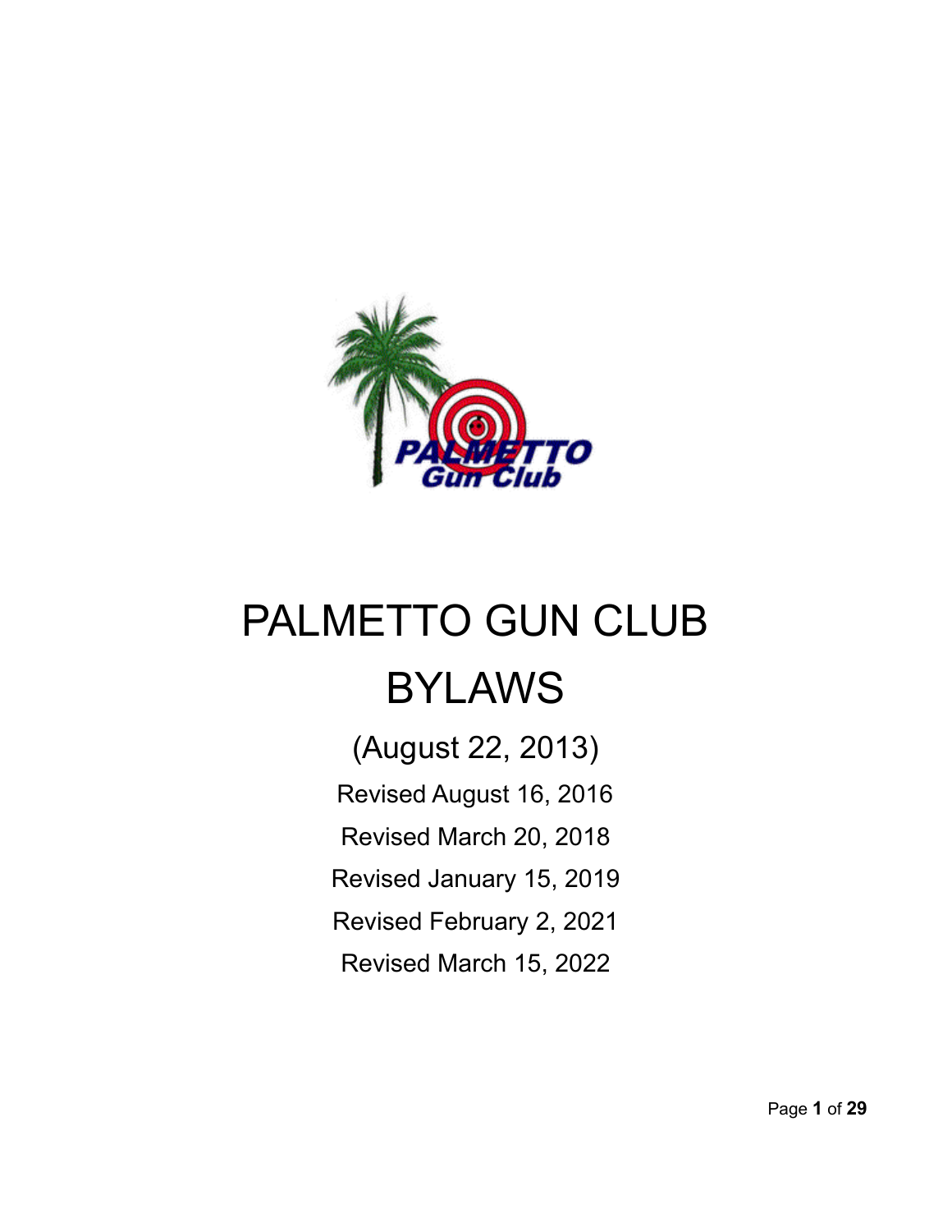# PALMETTO GUN CLUB

# BYLAWS

(August 22, 2013)

Revised August 16, 2016

Revised March 20, 2018

Revised January 15, 2019

Revised February 2, 2021

Revised March 15, 2022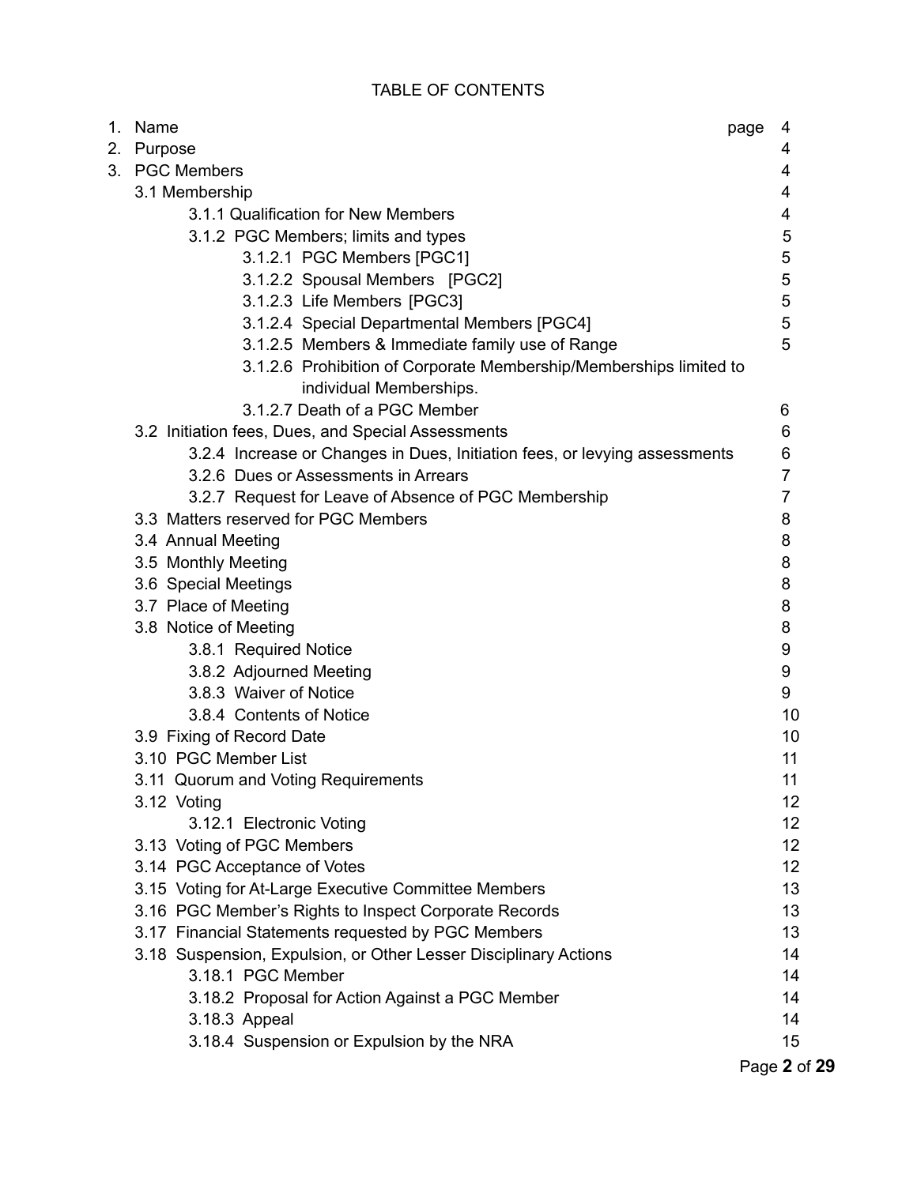TABLE OF CONTENTS

| | | |
|---|---|---|
| 1. | Name | page 4 |
| 2. | Purpose | 4 |
| 3. | PGC Members | 4 |
| | 3.1 Membership | 4 |
| | 3.1.1 Qualification for New Members | 4 |
| | 3.1.2 PGC Members; limits and types | 5 |
| | 3.1.2.1 PGC Members [PGC1] | 5 |
| | 3.1.2.2 Spousal Members [PGC2] | 5 |
| | 3.1.2.3 Life Members [PGC3] | 5 |
| | 3.1.2.4 Special Departmental Members [PGC4] | 5 |
| | 3.1.2.5 Members & Immediate family use of Range | 5 |
| | 3.1.2.6 Prohibition of Corporate Membership/Memberships limited to individual Memberships. | |
| | 3.1.2.7 Death of a PGC Member | 6 |
| | 3.2 Initiation fees, Dues, and Special Assessments | 6 |
| | 3.2.4 Increase or Changes in Dues, Initiation fees, or levying assessments | 6 |
| | 3.2.6 Dues or Assessments in Arrears | 7 |
| | 3.2.7 Request for Leave of Absence of PGC Membership | 7 |
| | 3.3 Matters reserved for PGC Members | 8 |
| | 3.4 Annual Meeting | 8 |
| | 3.5 Monthly Meeting | 8 |
| | 3.6 Special Meetings | 8 |
| | 3.7 Place of Meeting | 8 |
| | 3.8 Notice of Meeting | 8 |
| | 3.8.1 Required Notice | 9 |
| | 3.8.2 Adjourned Meeting | 9 |
| | 3.8.3 Waiver of Notice | 9 |
| | 3.8.4 Contents of Notice | 10 |
| | 3.9 Fixing of Record Date | 10 |
| | 3.10 PGC Member List | 11 |
| | 3.11 Quorum and Voting Requirements | 11 |
| | 3.12 Voting | 12 |
| | 3.12.1 Electronic Voting | 12 |
| | 3.13 Voting of PGC Members | 12 |
| | 3.14 PGC Acceptance of Votes | 12 |
| | 3.15 Voting for At-Large Executive Committee Members | 13 |
| | 3.16 PGC Member's Rights to Inspect Corporate Records | 13 |
| | 3.17 Financial Statements requested by PGC Members | 13 |
| | 3.18 Suspension, Expulsion, or Other Lesser Disciplinary Actions | 14 |
| | 3.18.1 PGC Member | 14 |
| | 3.18.2 Proposal for Action Against a PGC Member | 14 |
| | 3.18.3 Appeal | 14 |
| | 3.18.4 Suspension or Expulsion by the NRA | 15 |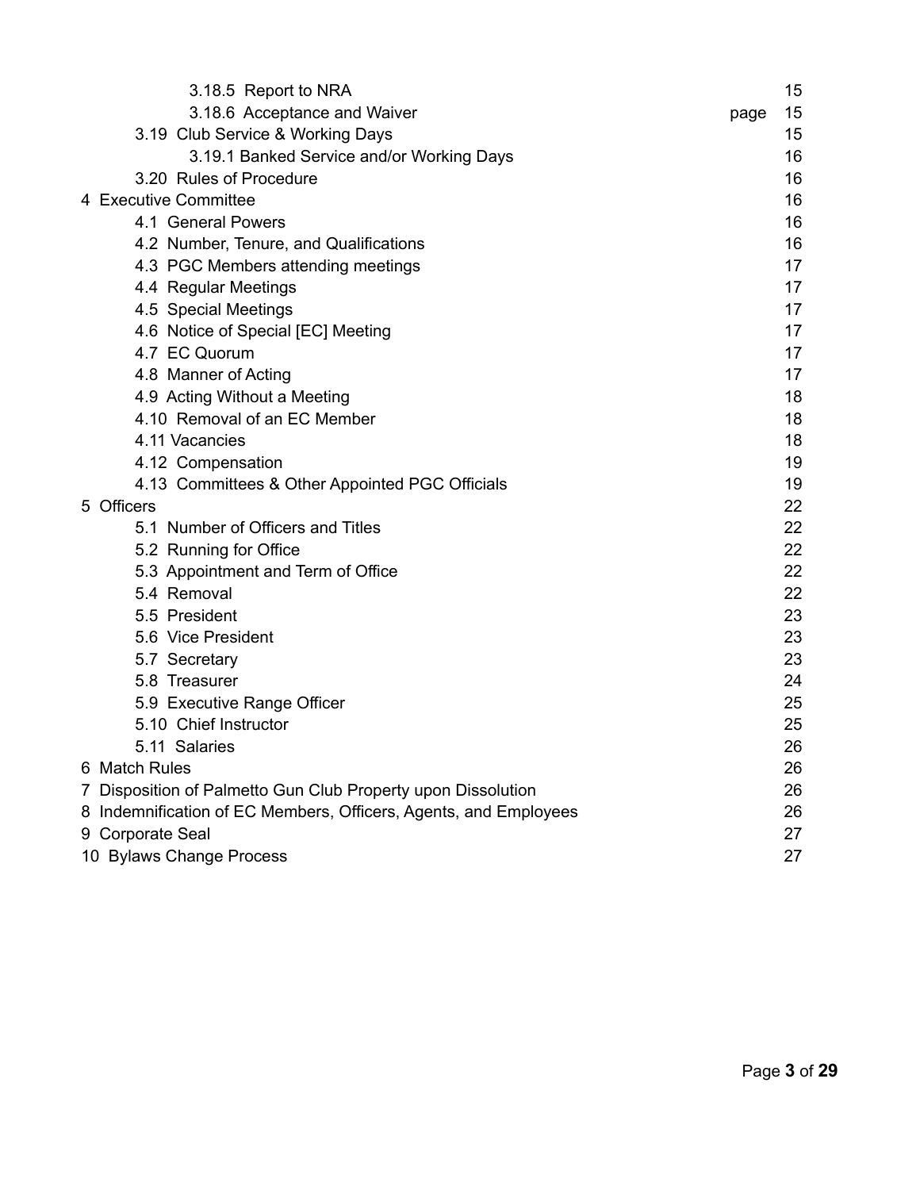| | | |
|---|---|---|
| 3.18.5 Report to NRA | | 15 |
| 3.18.6 Acceptance and Waiver | page | 15 |
| 3.19 Club Service & Working Days | | 15 |
| 3.19.1 Banked Service and/or Working Days | | 16 |
| 3.20 Rules of Procedure | | 16 |
| 4 Executive Committee | | 16 |
| 4.1 General Powers | | 16 |
| 4.2 Number, Tenure, and Qualifications | | 16 |
| 4.3 PGC Members attending meetings | | 17 |
| 4.4 Regular Meetings | | 17 |
| 4.5 Special Meetings | | 17 |
| 4.6 Notice of Special [EC] Meeting | | 17 |
| 4.7 EC Quorum | | 17 |
| 4.8 Manner of Acting | | 17 |
| 4.9 Acting Without a Meeting | | 18 |
| 4.10 Removal of an EC Member | | 18 |
| 4.11 Vacancies | | 18 |
| 4.12 Compensation | | 19 |
| 4.13 Committees & Other Appointed PGC Officials | | 19 |
| 5 Officers | | 22 |
| 5.1 Number of Officers and Titles | | 22 |
| 5.2 Running for Office | | 22 |
| 5.3 Appointment and Term of Office | | 22 |
| 5.4 Removal | | 22 |
| 5.5 President | | 23 |
| 5.6 Vice President | | 23 |
| 5.7 Secretary | | 23 |
| 5.8 Treasurer | | 24 |
| 5.9 Executive Range Officer | | 25 |
| 5.10 Chief Instructor | | 25 |
| 5.11 Salaries | | 26 |
| 6 Match Rules | | 26 |
| 7 Disposition of Palmetto Gun Club Property upon Dissolution | | 26 |
| 8 Indemnification of EC Members, Officers, Agents, and Employees | | 26 |
| 9 Corporate Seal | | 27 |
| 10 Bylaws Change Process | | 27 |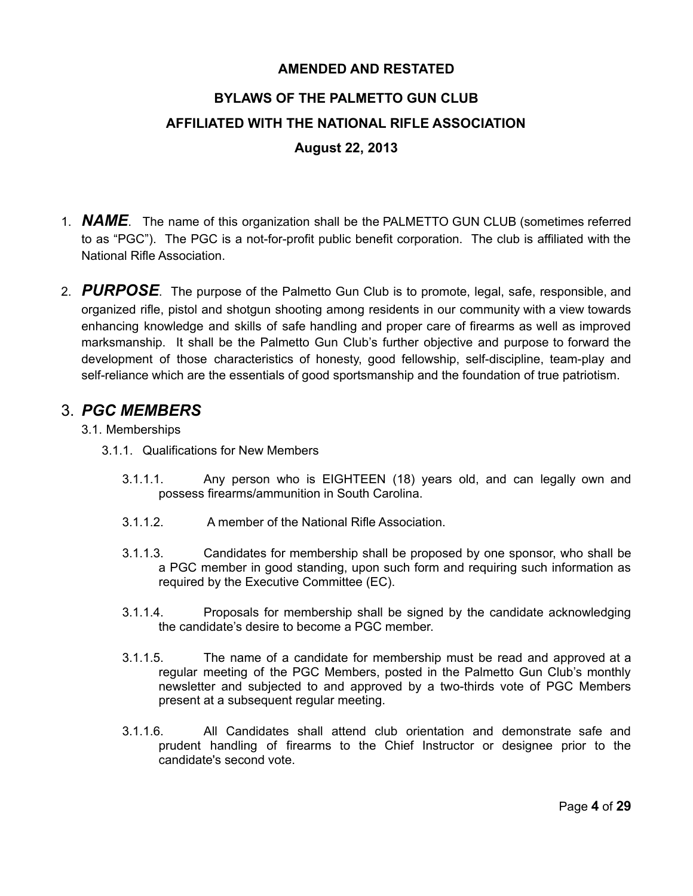**AMENDED AND RESTATED**

**BYLAWS OF THE PALMETTO GUN CLUB**

**AFFILIATED WITH THE NATIONAL RIFLE ASSOCIATION**

**August 22, 2013**

1. ***NAME***. The name of this organization shall be the PALMETTO GUN CLUB (sometimes referred to as "PGC"). The PGC is a not-for-profit public benefit corporation. The club is affiliated with the National Rifle Association.

2. ***PURPOSE***. The purpose of the Palmetto Gun Club is to promote, legal, safe, responsible, and organized rifle, pistol and shotgun shooting among residents in our community with a view towards enhancing knowledge and skills of safe handling and proper care of firearms as well as improved marksmanship. It shall be the Palmetto Gun Club's further objective and purpose to forward the development of those characteristics of honesty, good fellowship, self-discipline, team-play and self-reliance which are the essentials of good sportsmanship and the foundation of true patriotism.

## 3. *PGC MEMBERS*

3.1. Memberships

3.1.1. Qualifications for New Members

3.1.1.1. Any person who is EIGHTEEN (18) years old, and can legally own and possess firearms/ammunition in South Carolina.

3.1.1.2. A member of the National Rifle Association.

3.1.1.3. Candidates for membership shall be proposed by one sponsor, who shall be a PGC member in good standing, upon such form and requiring such information as required by the Executive Committee (EC).

3.1.1.4. Proposals for membership shall be signed by the candidate acknowledging the candidate's desire to become a PGC member.

3.1.1.5. The name of a candidate for membership must be read and approved at a regular meeting of the PGC Members, posted in the Palmetto Gun Club's monthly newsletter and subjected to and approved by a two-thirds vote of PGC Members present at a subsequent regular meeting.

3.1.1.6. All Candidates shall attend club orientation and demonstrate safe and prudent handling of firearms to the Chief Instructor or designee prior to the candidate's second vote.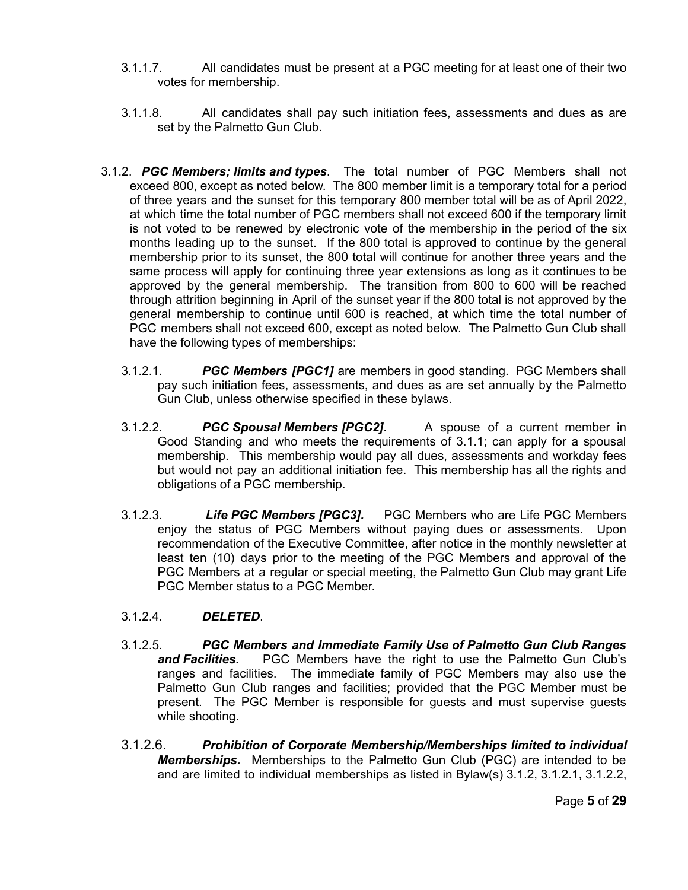3.1.1.7. All candidates must be present at a PGC meeting for at least one of their two votes for membership.

3.1.1.8. All candidates shall pay such initiation fees, assessments and dues as are set by the Palmetto Gun Club.

3.1.2. ***PGC Members; limits and types***. The total number of PGC Members shall not exceed 800, except as noted below. The 800 member limit is a temporary total for a period of three years and the sunset for this temporary 800 member total will be as of April 2022, at which time the total number of PGC members shall not exceed 600 if the temporary limit is not voted to be renewed by electronic vote of the membership in the period of the six months leading up to the sunset. If the 800 total is approved to continue by the general membership prior to its sunset, the 800 total will continue for another three years and the same process will apply for continuing three year extensions as long as it continues to be approved by the general membership. The transition from 800 to 600 will be reached through attrition beginning in April of the sunset year if the 800 total is not approved by the general membership to continue until 600 is reached, at which time the total number of PGC members shall not exceed 600, except as noted below. The Palmetto Gun Club shall have the following types of memberships:

3.1.2.1. ***PGC Members [PGC1]*** are members in good standing. PGC Members shall pay such initiation fees, assessments, and dues as are set annually by the Palmetto Gun Club, unless otherwise specified in these bylaws.

3.1.2.2. ***PGC Spousal Members [PGC2]***. A spouse of a current member in Good Standing and who meets the requirements of 3.1.1; can apply for a spousal membership. This membership would pay all dues, assessments and workday fees but would not pay an additional initiation fee. This membership has all the rights and obligations of a PGC membership.

3.1.2.3. ***Life PGC Members [PGC3].*** PGC Members who are Life PGC Members enjoy the status of PGC Members without paying dues or assessments. Upon recommendation of the Executive Committee, after notice in the monthly newsletter at least ten (10) days prior to the meeting of the PGC Members and approval of the PGC Members at a regular or special meeting, the Palmetto Gun Club may grant Life PGC Member status to a PGC Member.

3.1.2.4. ***DELETED***.

3.1.2.5. ***PGC Members and Immediate Family Use of Palmetto Gun Club Ranges and Facilities.*** PGC Members have the right to use the Palmetto Gun Club's ranges and facilities. The immediate family of PGC Members may also use the Palmetto Gun Club ranges and facilities; provided that the PGC Member must be present. The PGC Member is responsible for guests and must supervise guests while shooting.

3.1.2.6. ***Prohibition of Corporate Membership/Memberships limited to individual Memberships.*** Memberships to the Palmetto Gun Club (PGC) are intended to be and are limited to individual memberships as listed in Bylaw(s) 3.1.2, 3.1.2.1, 3.1.2.2,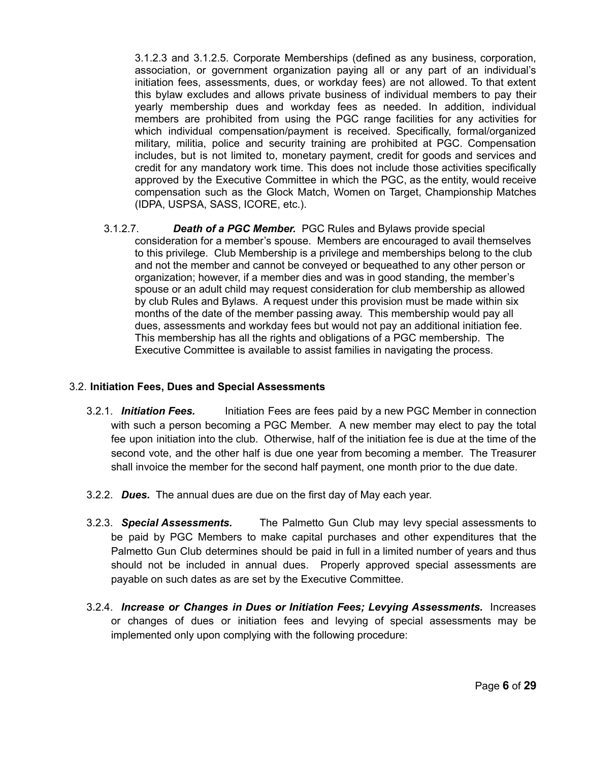3.1.2.3 and 3.1.2.5. Corporate Memberships (defined as any business, corporation, association, or government organization paying all or any part of an individual's initiation fees, assessments, dues, or workday fees) are not allowed. To that extent this bylaw excludes and allows private business of individual members to pay their yearly membership dues and workday fees as needed. In addition, individual members are prohibited from using the PGC range facilities for any activities for which individual compensation/payment is received. Specifically, formal/organized military, militia, police and security training are prohibited at PGC. Compensation includes, but is not limited to, monetary payment, credit for goods and services and credit for any mandatory work time. This does not include those activities specifically approved by the Executive Committee in which the PGC, as the entity, would receive compensation such as the Glock Match, Women on Target, Championship Matches (IDPA, USPSA, SASS, ICORE, etc.).

3.1.2.7. ***Death of a PGC Member.*** PGC Rules and Bylaws provide special consideration for a member's spouse. Members are encouraged to avail themselves to this privilege. Club Membership is a privilege and memberships belong to the club and not the member and cannot be conveyed or bequeathed to any other person or organization; however, if a member dies and was in good standing, the member's spouse or an adult child may request consideration for club membership as allowed by club Rules and Bylaws. A request under this provision must be made within six months of the date of the member passing away. This membership would pay all dues, assessments and workday fees but would not pay an additional initiation fee. This membership has all the rights and obligations of a PGC membership. The Executive Committee is available to assist families in navigating the process.

### 3.2. **Initiation Fees, Dues and Special Assessments**

3.2.1. ***Initiation Fees.*** Initiation Fees are fees paid by a new PGC Member in connection with such a person becoming a PGC Member. A new member may elect to pay the total fee upon initiation into the club. Otherwise, half of the initiation fee is due at the time of the second vote, and the other half is due one year from becoming a member. The Treasurer shall invoice the member for the second half payment, one month prior to the due date.

3.2.2. ***Dues.*** The annual dues are due on the first day of May each year.

3.2.3. ***Special Assessments.*** The Palmetto Gun Club may levy special assessments to be paid by PGC Members to make capital purchases and other expenditures that the Palmetto Gun Club determines should be paid in full in a limited number of years and thus should not be included in annual dues. Properly approved special assessments are payable on such dates as are set by the Executive Committee.

3.2.4. ***Increase or Changes in Dues or Initiation Fees; Levying Assessments.*** Increases or changes of dues or initiation fees and levying of special assessments may be implemented only upon complying with the following procedure: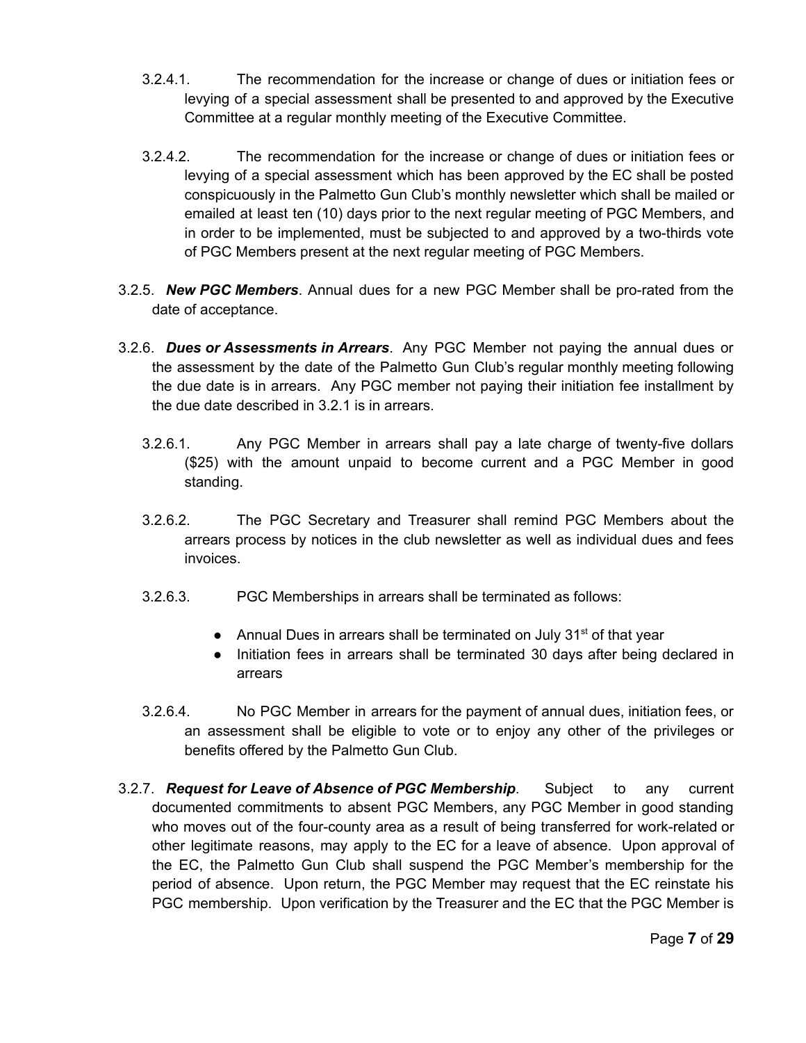3.2.4.1. The recommendation for the increase or change of dues or initiation fees or levying of a special assessment shall be presented to and approved by the Executive Committee at a regular monthly meeting of the Executive Committee.

3.2.4.2. The recommendation for the increase or change of dues or initiation fees or levying of a special assessment which has been approved by the EC shall be posted conspicuously in the Palmetto Gun Club's monthly newsletter which shall be mailed or emailed at least ten (10) days prior to the next regular meeting of PGC Members, and in order to be implemented, must be subjected to and approved by a two-thirds vote of PGC Members present at the next regular meeting of PGC Members.

3.2.5. ***New PGC Members***. Annual dues for a new PGC Member shall be pro-rated from the date of acceptance.

3.2.6. ***Dues or Assessments in Arrears***. Any PGC Member not paying the annual dues or the assessment by the date of the Palmetto Gun Club's regular monthly meeting following the due date is in arrears. Any PGC member not paying their initiation fee installment by the due date described in 3.2.1 is in arrears.

3.2.6.1. Any PGC Member in arrears shall pay a late charge of twenty-five dollars ($25) with the amount unpaid to become current and a PGC Member in good standing.

3.2.6.2. The PGC Secretary and Treasurer shall remind PGC Members about the arrears process by notices in the club newsletter as well as individual dues and fees invoices.

3.2.6.3. PGC Memberships in arrears shall be terminated as follows:

- Annual Dues in arrears shall be terminated on July 31st of that year
- Initiation fees in arrears shall be terminated 30 days after being declared in arrears

3.2.6.4. No PGC Member in arrears for the payment of annual dues, initiation fees, or an assessment shall be eligible to vote or to enjoy any other of the privileges or benefits offered by the Palmetto Gun Club.

3.2.7. ***Request for Leave of Absence of PGC Membership***. Subject to any current documented commitments to absent PGC Members, any PGC Member in good standing who moves out of the four-county area as a result of being transferred for work-related or other legitimate reasons, may apply to the EC for a leave of absence. Upon approval of the EC, the Palmetto Gun Club shall suspend the PGC Member's membership for the period of absence. Upon return, the PGC Member may request that the EC reinstate his PGC membership. Upon verification by the Treasurer and the EC that the PGC Member is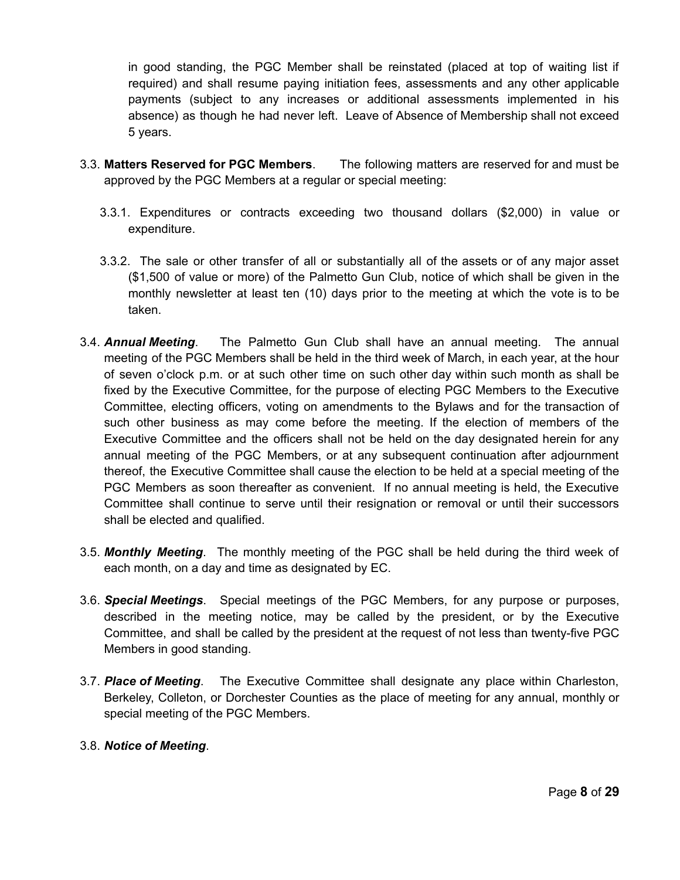in good standing, the PGC Member shall be reinstated (placed at top of waiting list if required) and shall resume paying initiation fees, assessments and any other applicable payments (subject to any increases or additional assessments implemented in his absence) as though he had never left. Leave of Absence of Membership shall not exceed 5 years.

3.3. **Matters Reserved for PGC Members**. The following matters are reserved for and must be approved by the PGC Members at a regular or special meeting:

3.3.1. Expenditures or contracts exceeding two thousand dollars ($2,000) in value or expenditure.

3.3.2. The sale or other transfer of all or substantially all of the assets or of any major asset ($1,500 of value or more) of the Palmetto Gun Club, notice of which shall be given in the monthly newsletter at least ten (10) days prior to the meeting at which the vote is to be taken.

3.4. ***Annual Meeting***. The Palmetto Gun Club shall have an annual meeting. The annual meeting of the PGC Members shall be held in the third week of March, in each year, at the hour of seven o'clock p.m. or at such other time on such other day within such month as shall be fixed by the Executive Committee, for the purpose of electing PGC Members to the Executive Committee, electing officers, voting on amendments to the Bylaws and for the transaction of such other business as may come before the meeting. If the election of members of the Executive Committee and the officers shall not be held on the day designated herein for any annual meeting of the PGC Members, or at any subsequent continuation after adjournment thereof, the Executive Committee shall cause the election to be held at a special meeting of the PGC Members as soon thereafter as convenient. If no annual meeting is held, the Executive Committee shall continue to serve until their resignation or removal or until their successors shall be elected and qualified.

3.5. ***Monthly Meeting***. The monthly meeting of the PGC shall be held during the third week of each month, on a day and time as designated by EC.

3.6. ***Special Meetings***. Special meetings of the PGC Members, for any purpose or purposes, described in the meeting notice, may be called by the president, or by the Executive Committee, and shall be called by the president at the request of not less than twenty-five PGC Members in good standing.

3.7. ***Place of Meeting***. The Executive Committee shall designate any place within Charleston, Berkeley, Colleton, or Dorchester Counties as the place of meeting for any annual, monthly or special meeting of the PGC Members.

3.8. ***Notice of Meeting***.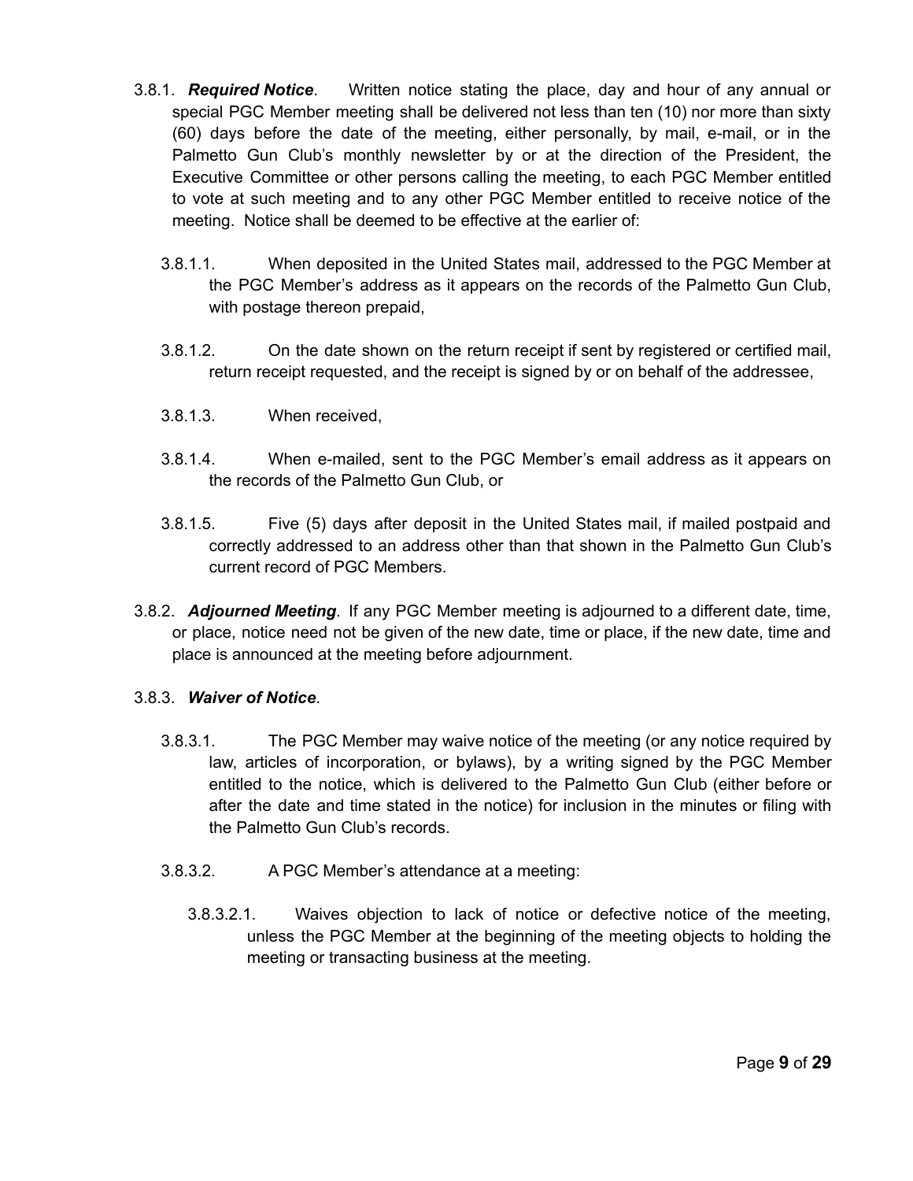3.8.1. ***Required Notice***. Written notice stating the place, day and hour of any annual or special PGC Member meeting shall be delivered not less than ten (10) nor more than sixty (60) days before the date of the meeting, either personally, by mail, e-mail, or in the Palmetto Gun Club's monthly newsletter by or at the direction of the President, the Executive Committee or other persons calling the meeting, to each PGC Member entitled to vote at such meeting and to any other PGC Member entitled to receive notice of the meeting. Notice shall be deemed to be effective at the earlier of:

3.8.1.1. When deposited in the United States mail, addressed to the PGC Member at the PGC Member's address as it appears on the records of the Palmetto Gun Club, with postage thereon prepaid,

3.8.1.2. On the date shown on the return receipt if sent by registered or certified mail, return receipt requested, and the receipt is signed by or on behalf of the addressee,

3.8.1.3. When received,

3.8.1.4. When e-mailed, sent to the PGC Member's email address as it appears on the records of the Palmetto Gun Club, or

3.8.1.5. Five (5) days after deposit in the United States mail, if mailed postpaid and correctly addressed to an address other than that shown in the Palmetto Gun Club's current record of PGC Members.

3.8.2. ***Adjourned Meeting***. If any PGC Member meeting is adjourned to a different date, time, or place, notice need not be given of the new date, time or place, if the new date, time and place is announced at the meeting before adjournment.

3.8.3. ***Waiver of Notice***.

3.8.3.1. The PGC Member may waive notice of the meeting (or any notice required by law, articles of incorporation, or bylaws), by a writing signed by the PGC Member entitled to the notice, which is delivered to the Palmetto Gun Club (either before or after the date and time stated in the notice) for inclusion in the minutes or filing with the Palmetto Gun Club's records.

3.8.3.2. A PGC Member's attendance at a meeting:

3.8.3.2.1. Waives objection to lack of notice or defective notice of the meeting, unless the PGC Member at the beginning of the meeting objects to holding the meeting or transacting business at the meeting.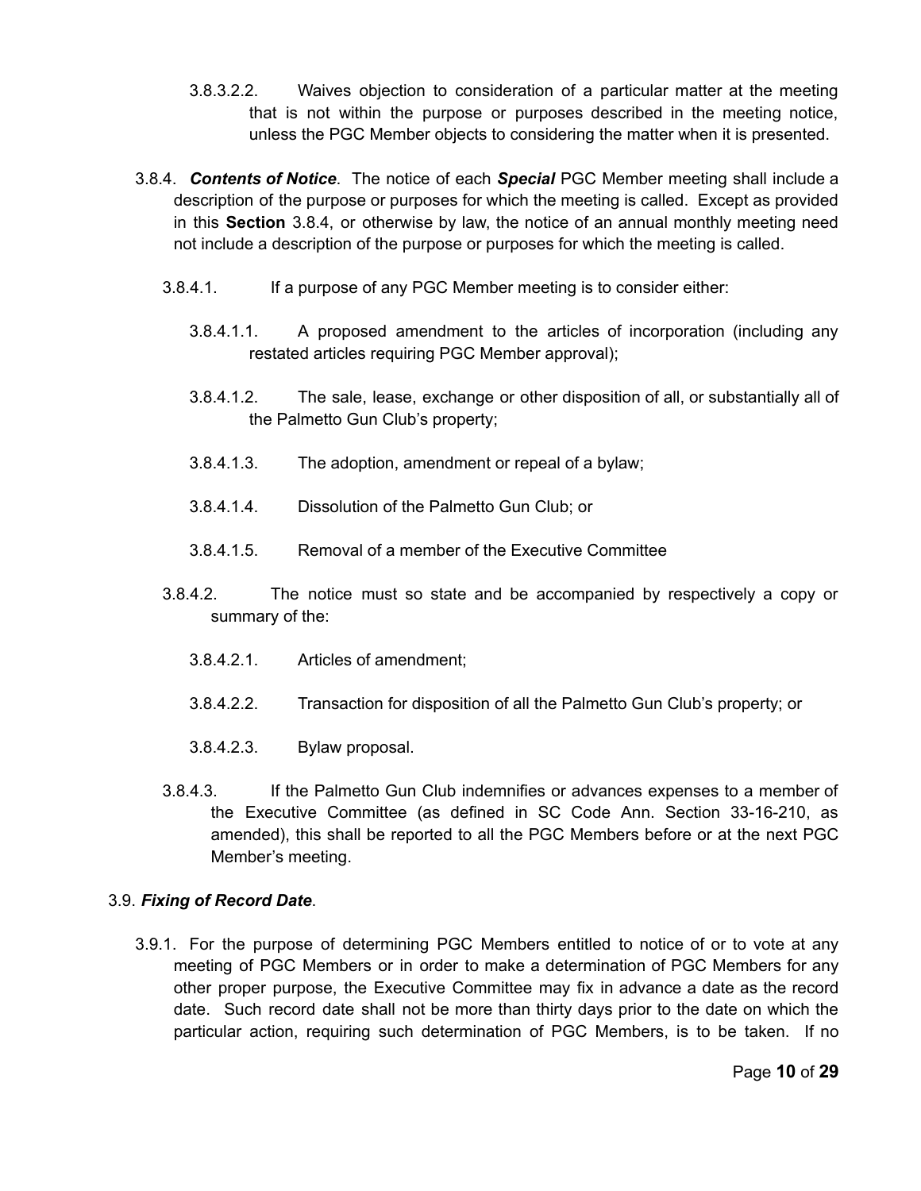3.8.3.2.2. Waives objection to consideration of a particular matter at the meeting that is not within the purpose or purposes described in the meeting notice, unless the PGC Member objects to considering the matter when it is presented.

3.8.4. ***Contents of Notice***. The notice of each ***Special*** PGC Member meeting shall include a description of the purpose or purposes for which the meeting is called. Except as provided in this **Section** 3.8.4, or otherwise by law, the notice of an annual monthly meeting need not include a description of the purpose or purposes for which the meeting is called.

3.8.4.1. If a purpose of any PGC Member meeting is to consider either:

3.8.4.1.1. A proposed amendment to the articles of incorporation (including any restated articles requiring PGC Member approval);

3.8.4.1.2. The sale, lease, exchange or other disposition of all, or substantially all of the Palmetto Gun Club's property;

3.8.4.1.3. The adoption, amendment or repeal of a bylaw;

3.8.4.1.4. Dissolution of the Palmetto Gun Club; or

3.8.4.1.5. Removal of a member of the Executive Committee

3.8.4.2. The notice must so state and be accompanied by respectively a copy or summary of the:

3.8.4.2.1. Articles of amendment;

3.8.4.2.2. Transaction for disposition of all the Palmetto Gun Club's property; or

3.8.4.2.3. Bylaw proposal.

3.8.4.3. If the Palmetto Gun Club indemnifies or advances expenses to a member of the Executive Committee (as defined in SC Code Ann. Section 33-16-210, as amended), this shall be reported to all the PGC Members before or at the next PGC Member's meeting.

3.9. ***Fixing of Record Date***.

3.9.1. For the purpose of determining PGC Members entitled to notice of or to vote at any meeting of PGC Members or in order to make a determination of PGC Members for any other proper purpose, the Executive Committee may fix in advance a date as the record date. Such record date shall not be more than thirty days prior to the date on which the particular action, requiring such determination of PGC Members, is to be taken. If no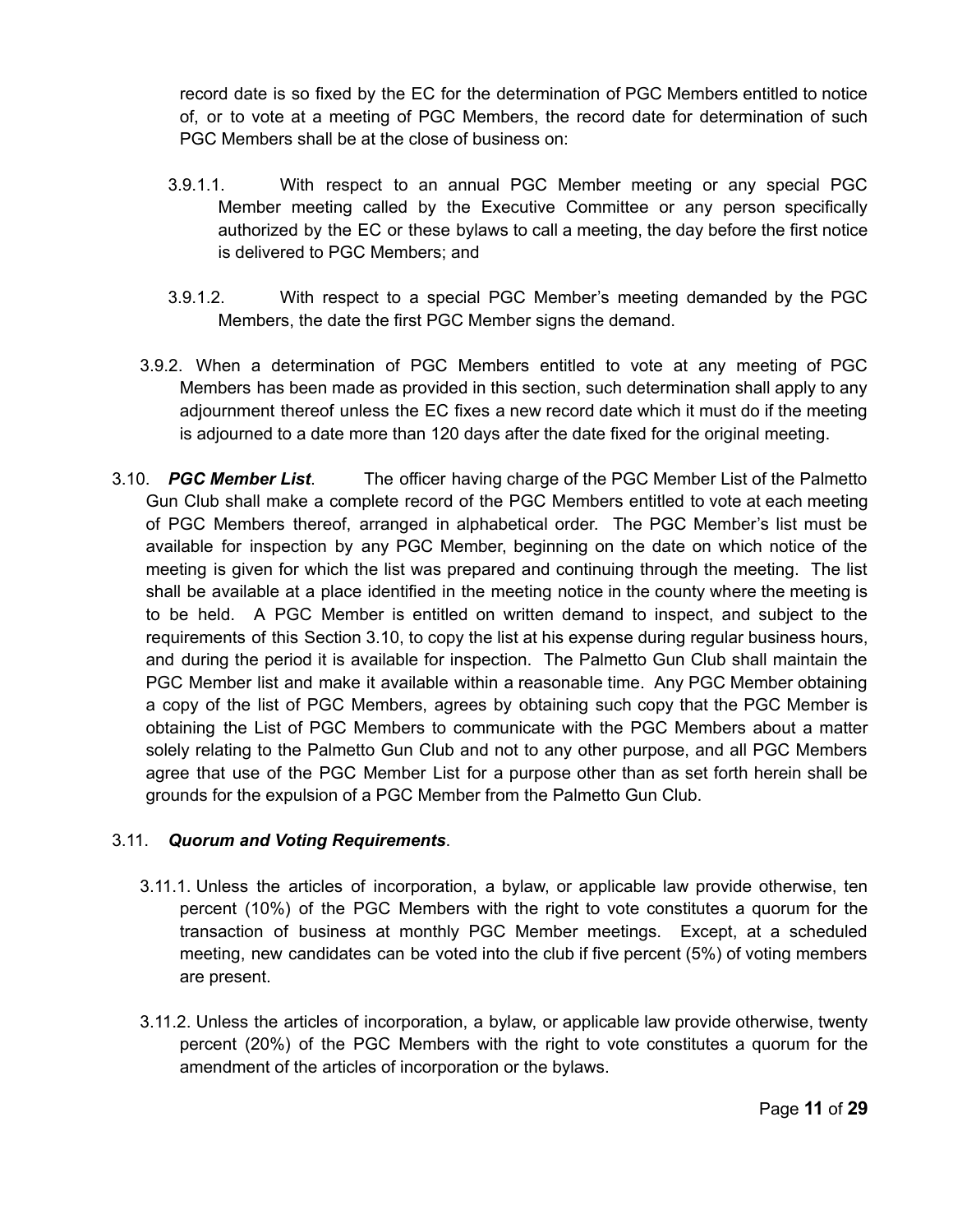record date is so fixed by the EC for the determination of PGC Members entitled to notice of, or to vote at a meeting of PGC Members, the record date for determination of such PGC Members shall be at the close of business on:

3.9.1.1. With respect to an annual PGC Member meeting or any special PGC Member meeting called by the Executive Committee or any person specifically authorized by the EC or these bylaws to call a meeting, the day before the first notice is delivered to PGC Members; and

3.9.1.2. With respect to a special PGC Member's meeting demanded by the PGC Members, the date the first PGC Member signs the demand.

3.9.2. When a determination of PGC Members entitled to vote at any meeting of PGC Members has been made as provided in this section, such determination shall apply to any adjournment thereof unless the EC fixes a new record date which it must do if the meeting is adjourned to a date more than 120 days after the date fixed for the original meeting.

3.10. ***PGC Member List***. The officer having charge of the PGC Member List of the Palmetto Gun Club shall make a complete record of the PGC Members entitled to vote at each meeting of PGC Members thereof, arranged in alphabetical order. The PGC Member's list must be available for inspection by any PGC Member, beginning on the date on which notice of the meeting is given for which the list was prepared and continuing through the meeting. The list shall be available at a place identified in the meeting notice in the county where the meeting is to be held. A PGC Member is entitled on written demand to inspect, and subject to the requirements of this Section 3.10, to copy the list at his expense during regular business hours, and during the period it is available for inspection. The Palmetto Gun Club shall maintain the PGC Member list and make it available within a reasonable time. Any PGC Member obtaining a copy of the list of PGC Members, agrees by obtaining such copy that the PGC Member is obtaining the List of PGC Members to communicate with the PGC Members about a matter solely relating to the Palmetto Gun Club and not to any other purpose, and all PGC Members agree that use of the PGC Member List for a purpose other than as set forth herein shall be grounds for the expulsion of a PGC Member from the Palmetto Gun Club.

3.11. ***Quorum and Voting Requirements***.

3.11.1. Unless the articles of incorporation, a bylaw, or applicable law provide otherwise, ten percent (10%) of the PGC Members with the right to vote constitutes a quorum for the transaction of business at monthly PGC Member meetings. Except, at a scheduled meeting, new candidates can be voted into the club if five percent (5%) of voting members are present.

3.11.2. Unless the articles of incorporation, a bylaw, or applicable law provide otherwise, twenty percent (20%) of the PGC Members with the right to vote constitutes a quorum for the amendment of the articles of incorporation or the bylaws.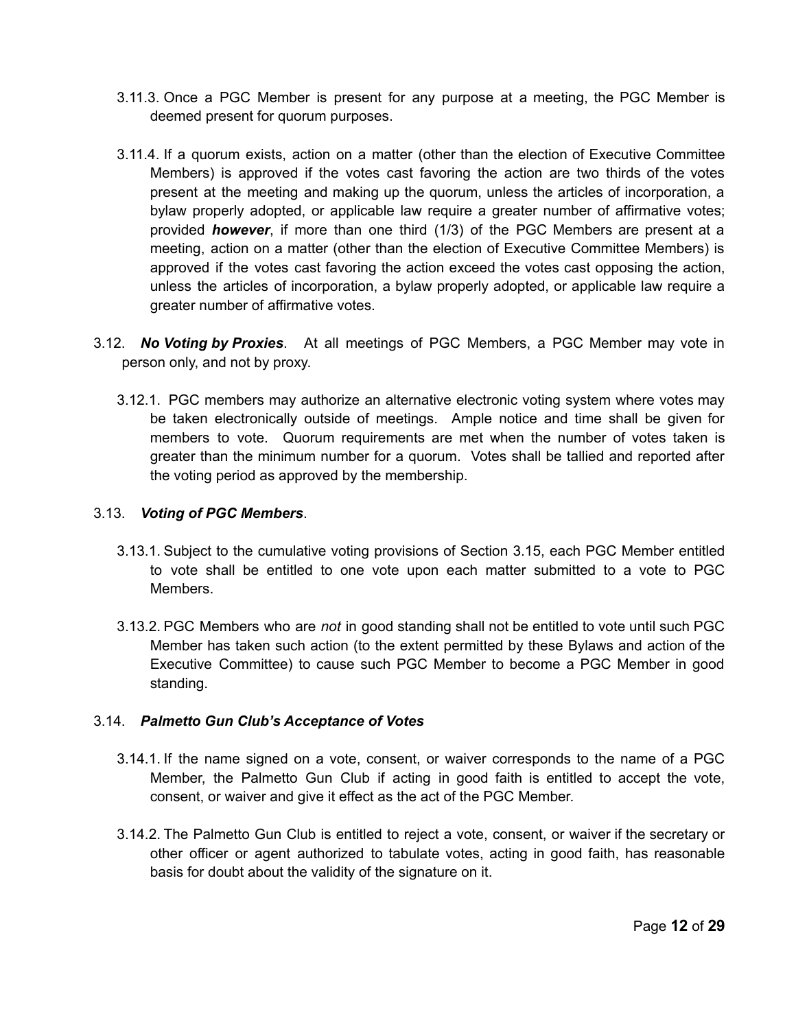3.11.3. Once a PGC Member is present for any purpose at a meeting, the PGC Member is deemed present for quorum purposes.

3.11.4. If a quorum exists, action on a matter (other than the election of Executive Committee Members) is approved if the votes cast favoring the action are two thirds of the votes present at the meeting and making up the quorum, unless the articles of incorporation, a bylaw properly adopted, or applicable law require a greater number of affirmative votes; provided ***however***, if more than one third (1/3) of the PGC Members are present at a meeting, action on a matter (other than the election of Executive Committee Members) is approved if the votes cast favoring the action exceed the votes cast opposing the action, unless the articles of incorporation, a bylaw properly adopted, or applicable law require a greater number of affirmative votes.

3.12. ***No Voting by Proxies***. At all meetings of PGC Members, a PGC Member may vote in person only, and not by proxy.

3.12.1. PGC members may authorize an alternative electronic voting system where votes may be taken electronically outside of meetings. Ample notice and time shall be given for members to vote. Quorum requirements are met when the number of votes taken is greater than the minimum number for a quorum. Votes shall be tallied and reported after the voting period as approved by the membership.

3.13. ***Voting of PGC Members***.

3.13.1. Subject to the cumulative voting provisions of Section 3.15, each PGC Member entitled to vote shall be entitled to one vote upon each matter submitted to a vote to PGC Members.

3.13.2. PGC Members who are *not* in good standing shall not be entitled to vote until such PGC Member has taken such action (to the extent permitted by these Bylaws and action of the Executive Committee) to cause such PGC Member to become a PGC Member in good standing.

3.14. ***Palmetto Gun Club's Acceptance of Votes***

3.14.1. If the name signed on a vote, consent, or waiver corresponds to the name of a PGC Member, the Palmetto Gun Club if acting in good faith is entitled to accept the vote, consent, or waiver and give it effect as the act of the PGC Member.

3.14.2. The Palmetto Gun Club is entitled to reject a vote, consent, or waiver if the secretary or other officer or agent authorized to tabulate votes, acting in good faith, has reasonable basis for doubt about the validity of the signature on it.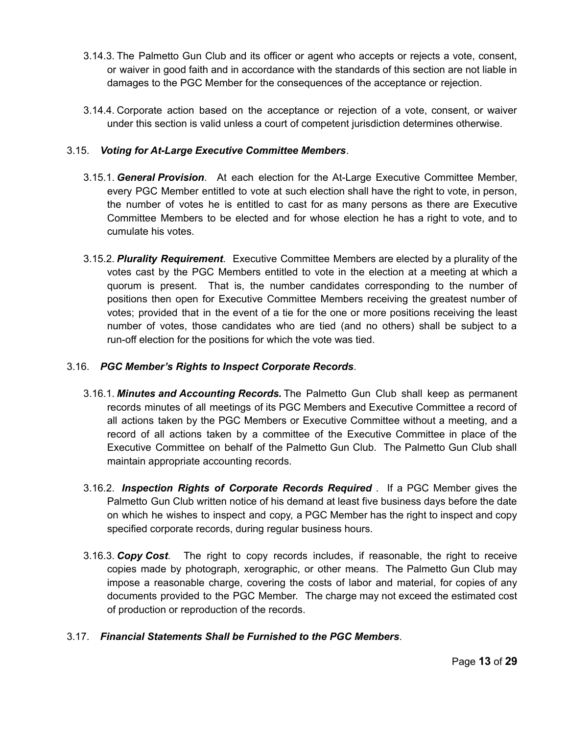3.14.3. The Palmetto Gun Club and its officer or agent who accepts or rejects a vote, consent, or waiver in good faith and in accordance with the standards of this section are not liable in damages to the PGC Member for the consequences of the acceptance or rejection.

3.14.4. Corporate action based on the acceptance or rejection of a vote, consent, or waiver under this section is valid unless a court of competent jurisdiction determines otherwise.

3.15. ***Voting for At-Large Executive Committee Members***.

3.15.1. ***General Provision***. At each election for the At-Large Executive Committee Member, every PGC Member entitled to vote at such election shall have the right to vote, in person, the number of votes he is entitled to cast for as many persons as there are Executive Committee Members to be elected and for whose election he has a right to vote, and to cumulate his votes.

3.15.2. ***Plurality Requirement***. Executive Committee Members are elected by a plurality of the votes cast by the PGC Members entitled to vote in the election at a meeting at which a quorum is present. That is, the number candidates corresponding to the number of positions then open for Executive Committee Members receiving the greatest number of votes; provided that in the event of a tie for the one or more positions receiving the least number of votes, those candidates who are tied (and no others) shall be subject to a run-off election for the positions for which the vote was tied.

3.16. ***PGC Member's Rights to Inspect Corporate Records***.

3.16.1. ***Minutes and Accounting Records.*** The Palmetto Gun Club shall keep as permanent records minutes of all meetings of its PGC Members and Executive Committee a record of all actions taken by the PGC Members or Executive Committee without a meeting, and a record of all actions taken by a committee of the Executive Committee in place of the Executive Committee on behalf of the Palmetto Gun Club. The Palmetto Gun Club shall maintain appropriate accounting records.

3.16.2. ***Inspection Rights of Corporate Records Required*** . If a PGC Member gives the Palmetto Gun Club written notice of his demand at least five business days before the date on which he wishes to inspect and copy, a PGC Member has the right to inspect and copy specified corporate records, during regular business hours.

3.16.3. ***Copy Cost***. The right to copy records includes, if reasonable, the right to receive copies made by photograph, xerographic, or other means. The Palmetto Gun Club may impose a reasonable charge, covering the costs of labor and material, for copies of any documents provided to the PGC Member. The charge may not exceed the estimated cost of production or reproduction of the records.

3.17. ***Financial Statements Shall be Furnished to the PGC Members***.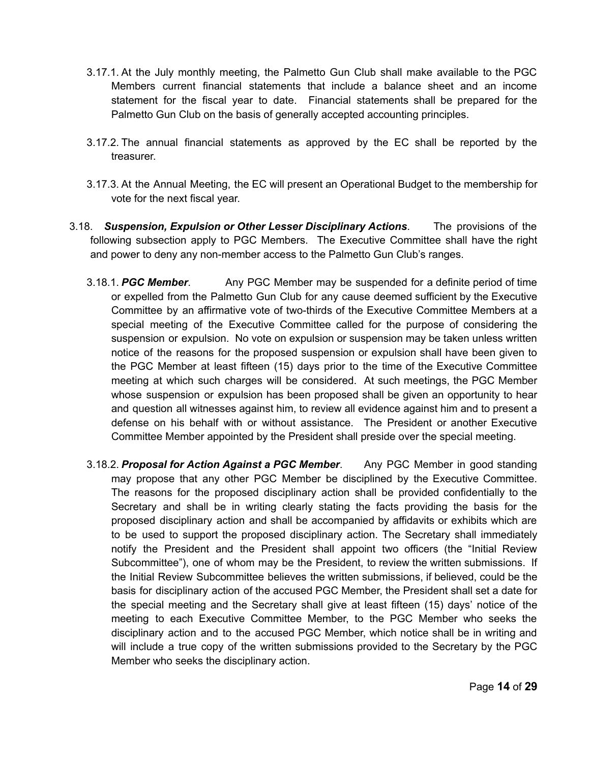3.17.1. At the July monthly meeting, the Palmetto Gun Club shall make available to the PGC Members current financial statements that include a balance sheet and an income statement for the fiscal year to date. Financial statements shall be prepared for the Palmetto Gun Club on the basis of generally accepted accounting principles.

3.17.2. The annual financial statements as approved by the EC shall be reported by the treasurer.

3.17.3. At the Annual Meeting, the EC will present an Operational Budget to the membership for vote for the next fiscal year.

3.18. ***Suspension, Expulsion or Other Lesser Disciplinary Actions***. The provisions of the following subsection apply to PGC Members. The Executive Committee shall have the right and power to deny any non-member access to the Palmetto Gun Club's ranges.

3.18.1. ***PGC Member***. Any PGC Member may be suspended for a definite period of time or expelled from the Palmetto Gun Club for any cause deemed sufficient by the Executive Committee by an affirmative vote of two-thirds of the Executive Committee Members at a special meeting of the Executive Committee called for the purpose of considering the suspension or expulsion. No vote on expulsion or suspension may be taken unless written notice of the reasons for the proposed suspension or expulsion shall have been given to the PGC Member at least fifteen (15) days prior to the time of the Executive Committee meeting at which such charges will be considered. At such meetings, the PGC Member whose suspension or expulsion has been proposed shall be given an opportunity to hear and question all witnesses against him, to review all evidence against him and to present a defense on his behalf with or without assistance. The President or another Executive Committee Member appointed by the President shall preside over the special meeting.

3.18.2. ***Proposal for Action Against a PGC Member***. Any PGC Member in good standing may propose that any other PGC Member be disciplined by the Executive Committee. The reasons for the proposed disciplinary action shall be provided confidentially to the Secretary and shall be in writing clearly stating the facts providing the basis for the proposed disciplinary action and shall be accompanied by affidavits or exhibits which are to be used to support the proposed disciplinary action. The Secretary shall immediately notify the President and the President shall appoint two officers (the "Initial Review Subcommittee"), one of whom may be the President, to review the written submissions. If the Initial Review Subcommittee believes the written submissions, if believed, could be the basis for disciplinary action of the accused PGC Member, the President shall set a date for the special meeting and the Secretary shall give at least fifteen (15) days' notice of the meeting to each Executive Committee Member, to the PGC Member who seeks the disciplinary action and to the accused PGC Member, which notice shall be in writing and will include a true copy of the written submissions provided to the Secretary by the PGC Member who seeks the disciplinary action.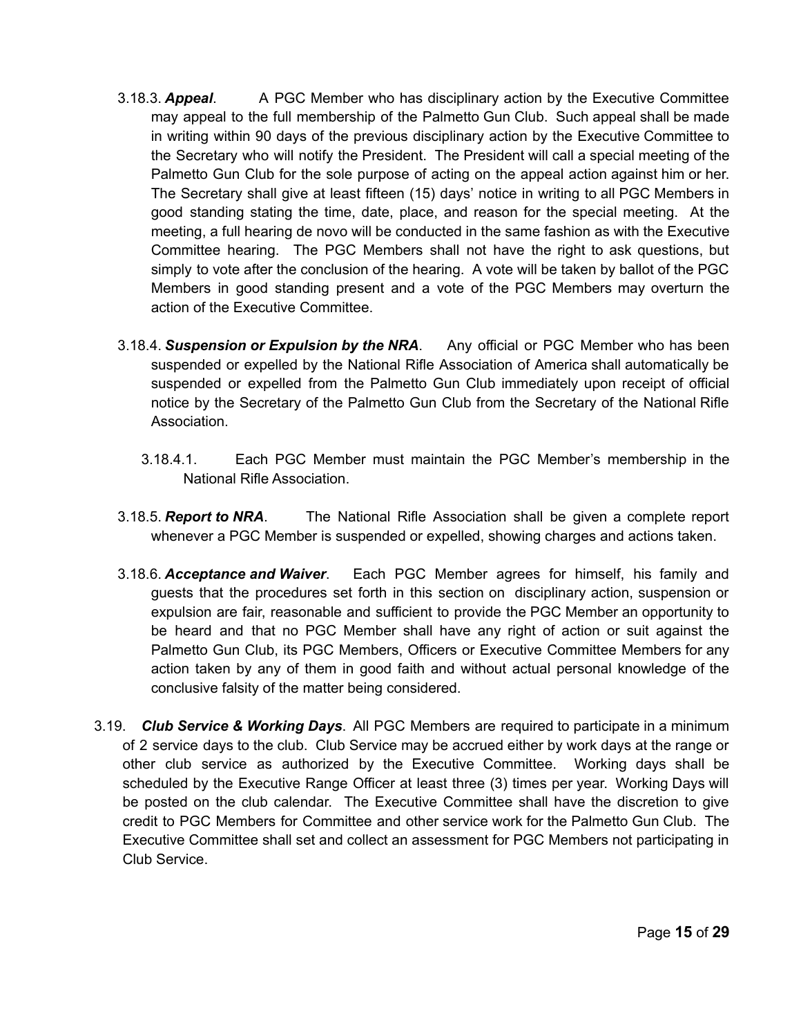3.18.3. ***Appeal***. A PGC Member who has disciplinary action by the Executive Committee may appeal to the full membership of the Palmetto Gun Club. Such appeal shall be made in writing within 90 days of the previous disciplinary action by the Executive Committee to the Secretary who will notify the President. The President will call a special meeting of the Palmetto Gun Club for the sole purpose of acting on the appeal action against him or her. The Secretary shall give at least fifteen (15) days' notice in writing to all PGC Members in good standing stating the time, date, place, and reason for the special meeting. At the meeting, a full hearing de novo will be conducted in the same fashion as with the Executive Committee hearing. The PGC Members shall not have the right to ask questions, but simply to vote after the conclusion of the hearing. A vote will be taken by ballot of the PGC Members in good standing present and a vote of the PGC Members may overturn the action of the Executive Committee.

3.18.4. ***Suspension or Expulsion by the NRA***. Any official or PGC Member who has been suspended or expelled by the National Rifle Association of America shall automatically be suspended or expelled from the Palmetto Gun Club immediately upon receipt of official notice by the Secretary of the Palmetto Gun Club from the Secretary of the National Rifle Association.

3.18.4.1. Each PGC Member must maintain the PGC Member's membership in the National Rifle Association.

3.18.5. ***Report to NRA***. The National Rifle Association shall be given a complete report whenever a PGC Member is suspended or expelled, showing charges and actions taken.

3.18.6. ***Acceptance and Waiver***. Each PGC Member agrees for himself, his family and guests that the procedures set forth in this section on disciplinary action, suspension or expulsion are fair, reasonable and sufficient to provide the PGC Member an opportunity to be heard and that no PGC Member shall have any right of action or suit against the Palmetto Gun Club, its PGC Members, Officers or Executive Committee Members for any action taken by any of them in good faith and without actual personal knowledge of the conclusive falsity of the matter being considered.

3.19. ***Club Service & Working Days***. All PGC Members are required to participate in a minimum of 2 service days to the club. Club Service may be accrued either by work days at the range or other club service as authorized by the Executive Committee. Working days shall be scheduled by the Executive Range Officer at least three (3) times per year. Working Days will be posted on the club calendar. The Executive Committee shall have the discretion to give credit to PGC Members for Committee and other service work for the Palmetto Gun Club. The Executive Committee shall set and collect an assessment for PGC Members not participating in Club Service.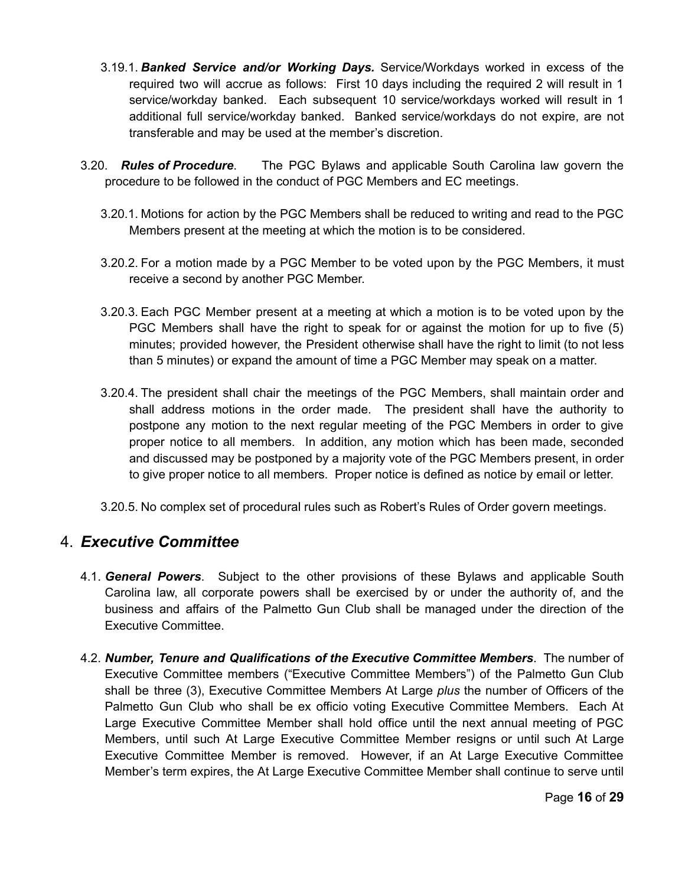3.19.1. ***Banked Service and/or Working Days.*** Service/Workdays worked in excess of the required two will accrue as follows: First 10 days including the required 2 will result in 1 service/workday banked. Each subsequent 10 service/workdays worked will result in 1 additional full service/workday banked. Banked service/workdays do not expire, are not transferable and may be used at the member's discretion.

3.20. ***Rules of Procedure***. The PGC Bylaws and applicable South Carolina law govern the procedure to be followed in the conduct of PGC Members and EC meetings.

3.20.1. Motions for action by the PGC Members shall be reduced to writing and read to the PGC Members present at the meeting at which the motion is to be considered.

3.20.2. For a motion made by a PGC Member to be voted upon by the PGC Members, it must receive a second by another PGC Member.

3.20.3. Each PGC Member present at a meeting at which a motion is to be voted upon by the PGC Members shall have the right to speak for or against the motion for up to five (5) minutes; provided however, the President otherwise shall have the right to limit (to not less than 5 minutes) or expand the amount of time a PGC Member may speak on a matter.

3.20.4. The president shall chair the meetings of the PGC Members, shall maintain order and shall address motions in the order made. The president shall have the authority to postpone any motion to the next regular meeting of the PGC Members in order to give proper notice to all members. In addition, any motion which has been made, seconded and discussed may be postponed by a majority vote of the PGC Members present, in order to give proper notice to all members. Proper notice is defined as notice by email or letter.

3.20.5. No complex set of procedural rules such as Robert's Rules of Order govern meetings.

## 4. *Executive Committee*

4.1. ***General Powers***. Subject to the other provisions of these Bylaws and applicable South Carolina law, all corporate powers shall be exercised by or under the authority of, and the business and affairs of the Palmetto Gun Club shall be managed under the direction of the Executive Committee.

4.2. ***Number, Tenure and Qualifications of the Executive Committee Members***. The number of Executive Committee members ("Executive Committee Members") of the Palmetto Gun Club shall be three (3), Executive Committee Members At Large *plus* the number of Officers of the Palmetto Gun Club who shall be ex officio voting Executive Committee Members. Each At Large Executive Committee Member shall hold office until the next annual meeting of PGC Members, until such At Large Executive Committee Member resigns or until such At Large Executive Committee Member is removed. However, if an At Large Executive Committee Member's term expires, the At Large Executive Committee Member shall continue to serve until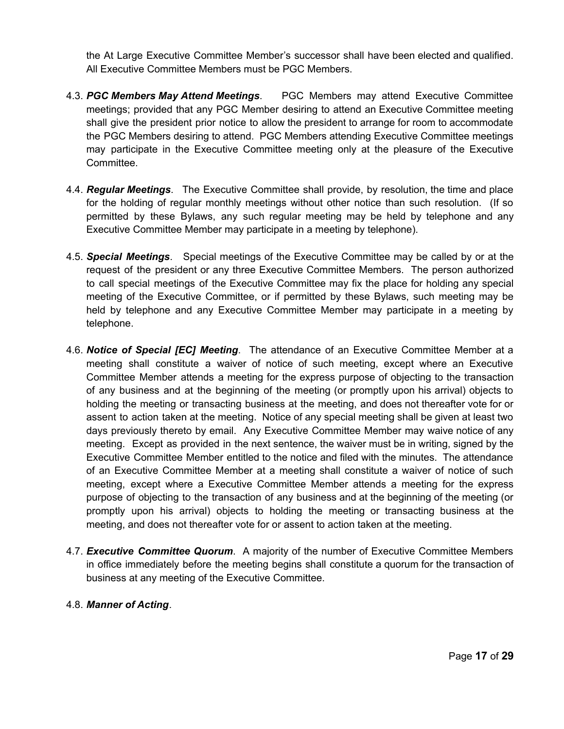the At Large Executive Committee Member's successor shall have been elected and qualified. All Executive Committee Members must be PGC Members.

4.3. ***PGC Members May Attend Meetings***. PGC Members may attend Executive Committee meetings; provided that any PGC Member desiring to attend an Executive Committee meeting shall give the president prior notice to allow the president to arrange for room to accommodate the PGC Members desiring to attend. PGC Members attending Executive Committee meetings may participate in the Executive Committee meeting only at the pleasure of the Executive Committee.

4.4. ***Regular Meetings***. The Executive Committee shall provide, by resolution, the time and place for the holding of regular monthly meetings without other notice than such resolution. (If so permitted by these Bylaws, any such regular meeting may be held by telephone and any Executive Committee Member may participate in a meeting by telephone).

4.5. ***Special Meetings***. Special meetings of the Executive Committee may be called by or at the request of the president or any three Executive Committee Members. The person authorized to call special meetings of the Executive Committee may fix the place for holding any special meeting of the Executive Committee, or if permitted by these Bylaws, such meeting may be held by telephone and any Executive Committee Member may participate in a meeting by telephone.

4.6. ***Notice of Special [EC] Meeting***. The attendance of an Executive Committee Member at a meeting shall constitute a waiver of notice of such meeting, except where an Executive Committee Member attends a meeting for the express purpose of objecting to the transaction of any business and at the beginning of the meeting (or promptly upon his arrival) objects to holding the meeting or transacting business at the meeting, and does not thereafter vote for or assent to action taken at the meeting. Notice of any special meeting shall be given at least two days previously thereto by email. Any Executive Committee Member may waive notice of any meeting. Except as provided in the next sentence, the waiver must be in writing, signed by the Executive Committee Member entitled to the notice and filed with the minutes. The attendance of an Executive Committee Member at a meeting shall constitute a waiver of notice of such meeting, except where a Executive Committee Member attends a meeting for the express purpose of objecting to the transaction of any business and at the beginning of the meeting (or promptly upon his arrival) objects to holding the meeting or transacting business at the meeting, and does not thereafter vote for or assent to action taken at the meeting.

4.7. ***Executive Committee Quorum***. A majority of the number of Executive Committee Members in office immediately before the meeting begins shall constitute a quorum for the transaction of business at any meeting of the Executive Committee.

4.8. ***Manner of Acting***.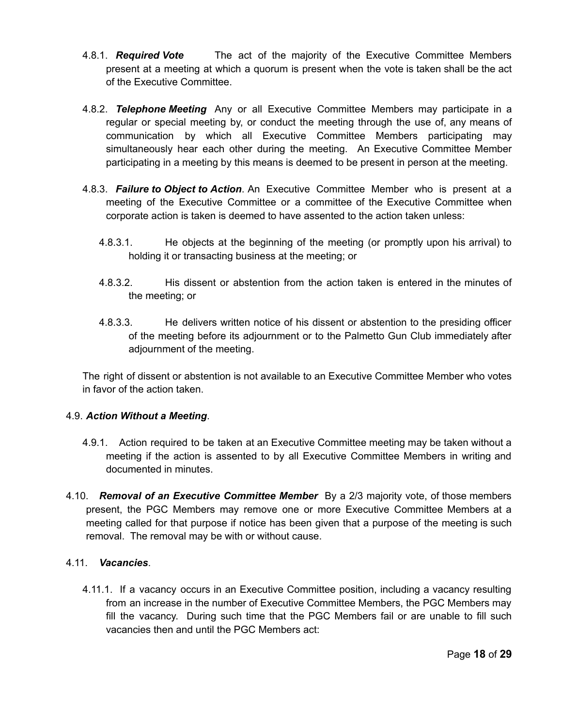4.8.1. ***Required Vote*** The act of the majority of the Executive Committee Members present at a meeting at which a quorum is present when the vote is taken shall be the act of the Executive Committee.

4.8.2. ***Telephone Meeting*** Any or all Executive Committee Members may participate in a regular or special meeting by, or conduct the meeting through the use of, any means of communication by which all Executive Committee Members participating may simultaneously hear each other during the meeting. An Executive Committee Member participating in a meeting by this means is deemed to be present in person at the meeting.

4.8.3. ***Failure to Object to Action***. An Executive Committee Member who is present at a meeting of the Executive Committee or a committee of the Executive Committee when corporate action is taken is deemed to have assented to the action taken unless:

4.8.3.1. He objects at the beginning of the meeting (or promptly upon his arrival) to holding it or transacting business at the meeting; or

4.8.3.2. His dissent or abstention from the action taken is entered in the minutes of the meeting; or

4.8.3.3. He delivers written notice of his dissent or abstention to the presiding officer of the meeting before its adjournment or to the Palmetto Gun Club immediately after adjournment of the meeting.

The right of dissent or abstention is not available to an Executive Committee Member who votes in favor of the action taken.

4.9. ***Action Without a Meeting***.

4.9.1. Action required to be taken at an Executive Committee meeting may be taken without a meeting if the action is assented to by all Executive Committee Members in writing and documented in minutes.

4.10. ***Removal of an Executive Committee Member*** By a 2/3 majority vote, of those members present, the PGC Members may remove one or more Executive Committee Members at a meeting called for that purpose if notice has been given that a purpose of the meeting is such removal. The removal may be with or without cause.

4.11. ***Vacancies***.

4.11.1. If a vacancy occurs in an Executive Committee position, including a vacancy resulting from an increase in the number of Executive Committee Members, the PGC Members may fill the vacancy. During such time that the PGC Members fail or are unable to fill such vacancies then and until the PGC Members act: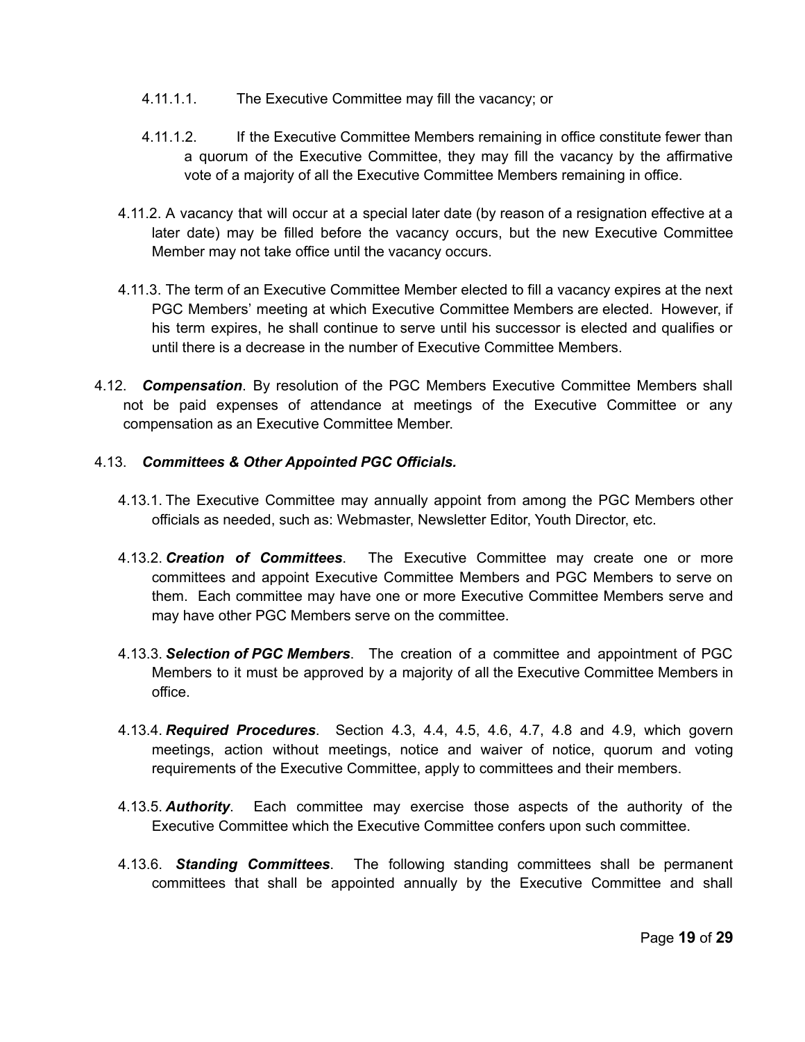4.11.1.1. The Executive Committee may fill the vacancy; or

4.11.1.2. If the Executive Committee Members remaining in office constitute fewer than a quorum of the Executive Committee, they may fill the vacancy by the affirmative vote of a majority of all the Executive Committee Members remaining in office.

4.11.2. A vacancy that will occur at a special later date (by reason of a resignation effective at a later date) may be filled before the vacancy occurs, but the new Executive Committee Member may not take office until the vacancy occurs.

4.11.3. The term of an Executive Committee Member elected to fill a vacancy expires at the next PGC Members' meeting at which Executive Committee Members are elected. However, if his term expires, he shall continue to serve until his successor is elected and qualifies or until there is a decrease in the number of Executive Committee Members.

4.12. ***Compensation***. By resolution of the PGC Members Executive Committee Members shall not be paid expenses of attendance at meetings of the Executive Committee or any compensation as an Executive Committee Member.

4.13. ***Committees & Other Appointed PGC Officials.***

4.13.1. The Executive Committee may annually appoint from among the PGC Members other officials as needed, such as: Webmaster, Newsletter Editor, Youth Director, etc.

4.13.2. ***Creation of Committees***. The Executive Committee may create one or more committees and appoint Executive Committee Members and PGC Members to serve on them. Each committee may have one or more Executive Committee Members serve and may have other PGC Members serve on the committee.

4.13.3. ***Selection of PGC Members***. The creation of a committee and appointment of PGC Members to it must be approved by a majority of all the Executive Committee Members in office.

4.13.4. ***Required Procedures***. Section 4.3, 4.4, 4.5, 4.6, 4.7, 4.8 and 4.9, which govern meetings, action without meetings, notice and waiver of notice, quorum and voting requirements of the Executive Committee, apply to committees and their members.

4.13.5. ***Authority***. Each committee may exercise those aspects of the authority of the Executive Committee which the Executive Committee confers upon such committee.

4.13.6. ***Standing Committees***. The following standing committees shall be permanent committees that shall be appointed annually by the Executive Committee and shall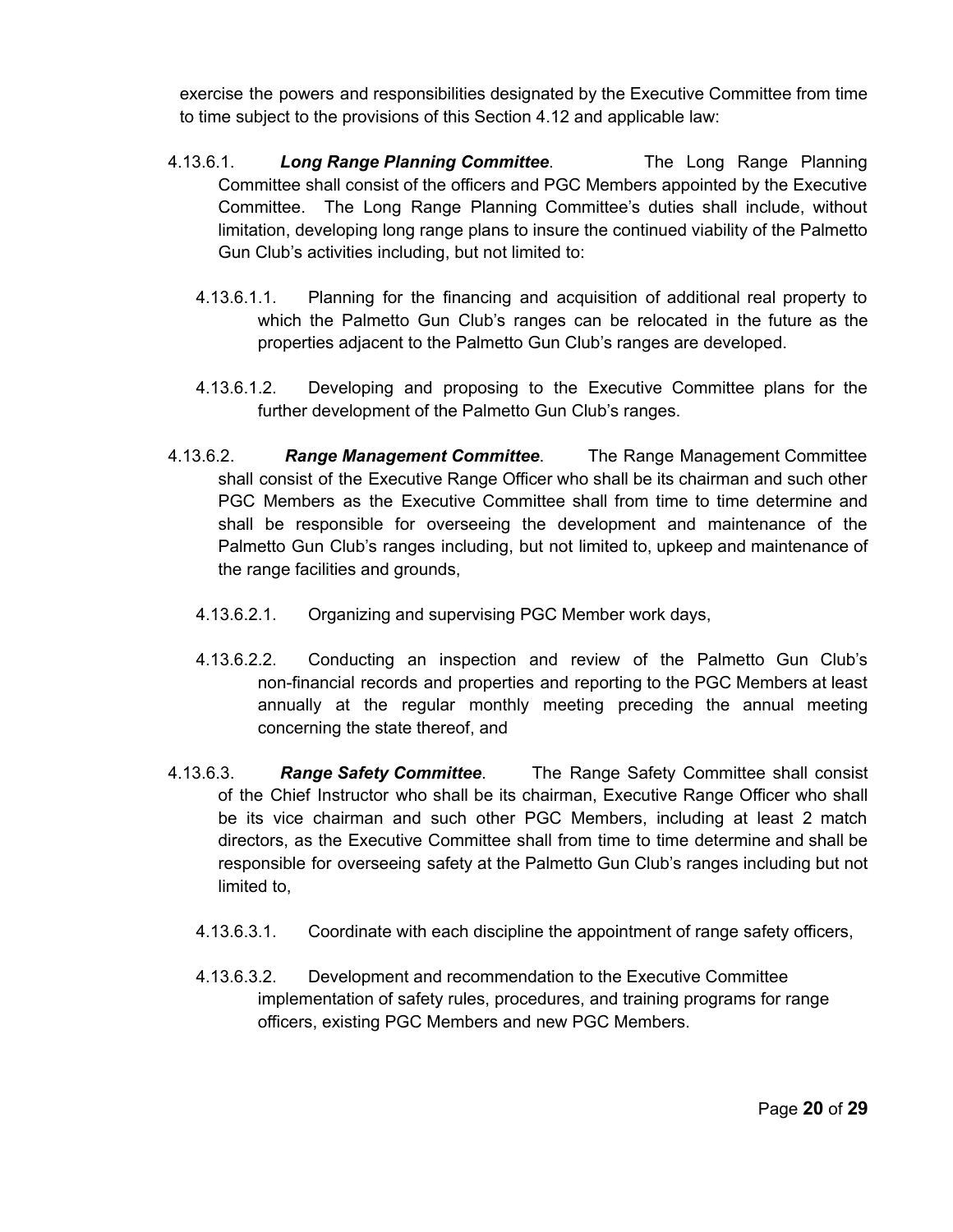exercise the powers and responsibilities designated by the Executive Committee from time to time subject to the provisions of this Section 4.12 and applicable law:

4.13.6.1. ***Long Range Planning Committee***. The Long Range Planning Committee shall consist of the officers and PGC Members appointed by the Executive Committee. The Long Range Planning Committee's duties shall include, without limitation, developing long range plans to insure the continued viability of the Palmetto Gun Club's activities including, but not limited to:

4.13.6.1.1. Planning for the financing and acquisition of additional real property to which the Palmetto Gun Club's ranges can be relocated in the future as the properties adjacent to the Palmetto Gun Club's ranges are developed.

4.13.6.1.2. Developing and proposing to the Executive Committee plans for the further development of the Palmetto Gun Club's ranges.

4.13.6.2. ***Range Management Committee***. The Range Management Committee shall consist of the Executive Range Officer who shall be its chairman and such other PGC Members as the Executive Committee shall from time to time determine and shall be responsible for overseeing the development and maintenance of the Palmetto Gun Club's ranges including, but not limited to, upkeep and maintenance of the range facilities and grounds,

4.13.6.2.1. Organizing and supervising PGC Member work days,

4.13.6.2.2. Conducting an inspection and review of the Palmetto Gun Club's non-financial records and properties and reporting to the PGC Members at least annually at the regular monthly meeting preceding the annual meeting concerning the state thereof, and

4.13.6.3. ***Range Safety Committee***. The Range Safety Committee shall consist of the Chief Instructor who shall be its chairman, Executive Range Officer who shall be its vice chairman and such other PGC Members, including at least 2 match directors, as the Executive Committee shall from time to time determine and shall be responsible for overseeing safety at the Palmetto Gun Club's ranges including but not limited to,

4.13.6.3.1. Coordinate with each discipline the appointment of range safety officers,

4.13.6.3.2. Development and recommendation to the Executive Committee implementation of safety rules, procedures, and training programs for range officers, existing PGC Members and new PGC Members.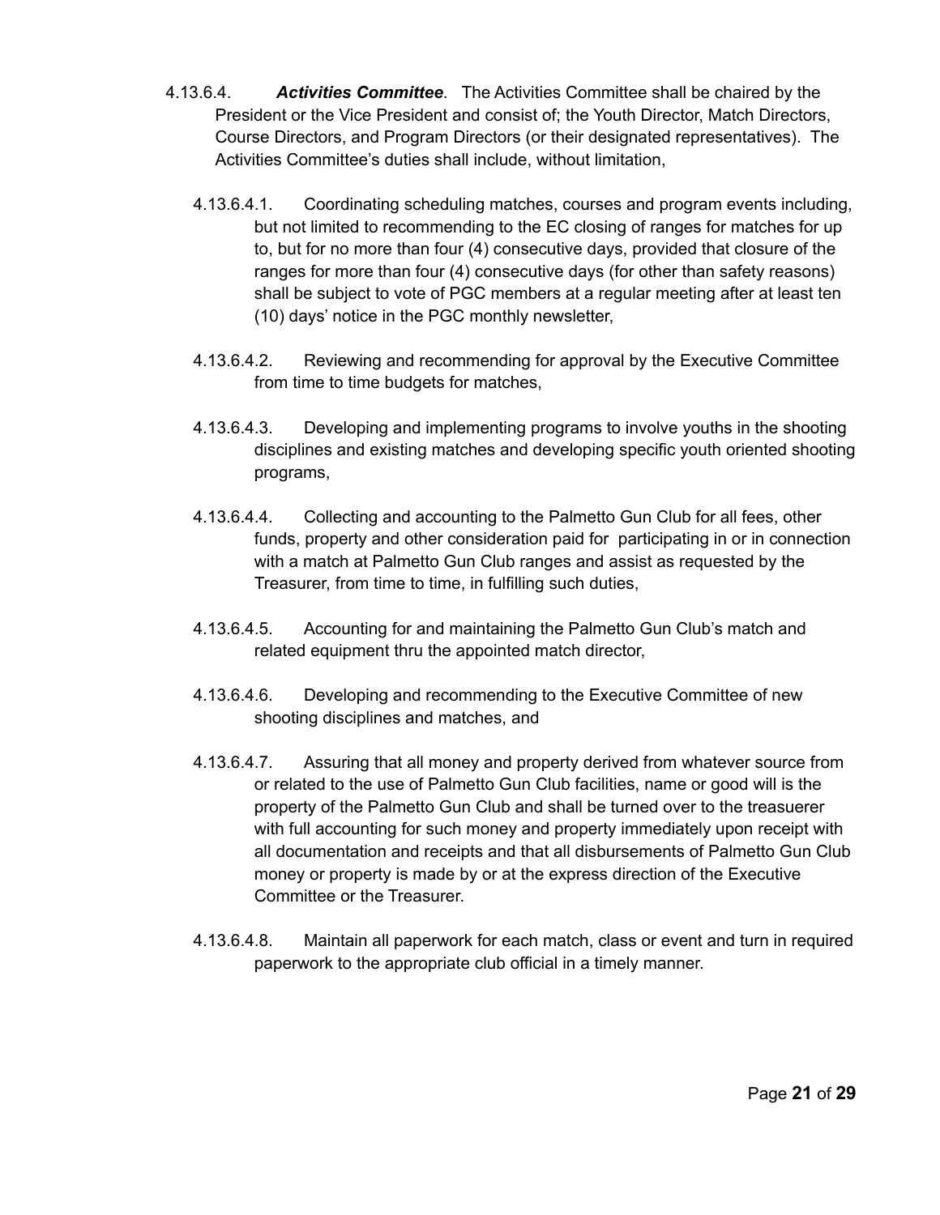4.13.6.4. ***Activities Committee***. The Activities Committee shall be chaired by the President or the Vice President and consist of; the Youth Director, Match Directors, Course Directors, and Program Directors (or their designated representatives). The Activities Committee's duties shall include, without limitation,

4.13.6.4.1. Coordinating scheduling matches, courses and program events including, but not limited to recommending to the EC closing of ranges for matches for up to, but for no more than four (4) consecutive days, provided that closure of the ranges for more than four (4) consecutive days (for other than safety reasons) shall be subject to vote of PGC members at a regular meeting after at least ten (10) days' notice in the PGC monthly newsletter,

4.13.6.4.2. Reviewing and recommending for approval by the Executive Committee from time to time budgets for matches,

4.13.6.4.3. Developing and implementing programs to involve youths in the shooting disciplines and existing matches and developing specific youth oriented shooting programs,

4.13.6.4.4. Collecting and accounting to the Palmetto Gun Club for all fees, other funds, property and other consideration paid for participating in or in connection with a match at Palmetto Gun Club ranges and assist as requested by the Treasurer, from time to time, in fulfilling such duties,

4.13.6.4.5. Accounting for and maintaining the Palmetto Gun Club's match and related equipment thru the appointed match director,

4.13.6.4.6. Developing and recommending to the Executive Committee of new shooting disciplines and matches, and

4.13.6.4.7. Assuring that all money and property derived from whatever source from or related to the use of Palmetto Gun Club facilities, name or good will is the property of the Palmetto Gun Club and shall be turned over to the treasuerer with full accounting for such money and property immediately upon receipt with all documentation and receipts and that all disbursements of Palmetto Gun Club money or property is made by or at the express direction of the Executive Committee or the Treasurer.

4.13.6.4.8. Maintain all paperwork for each match, class or event and turn in required paperwork to the appropriate club official in a timely manner.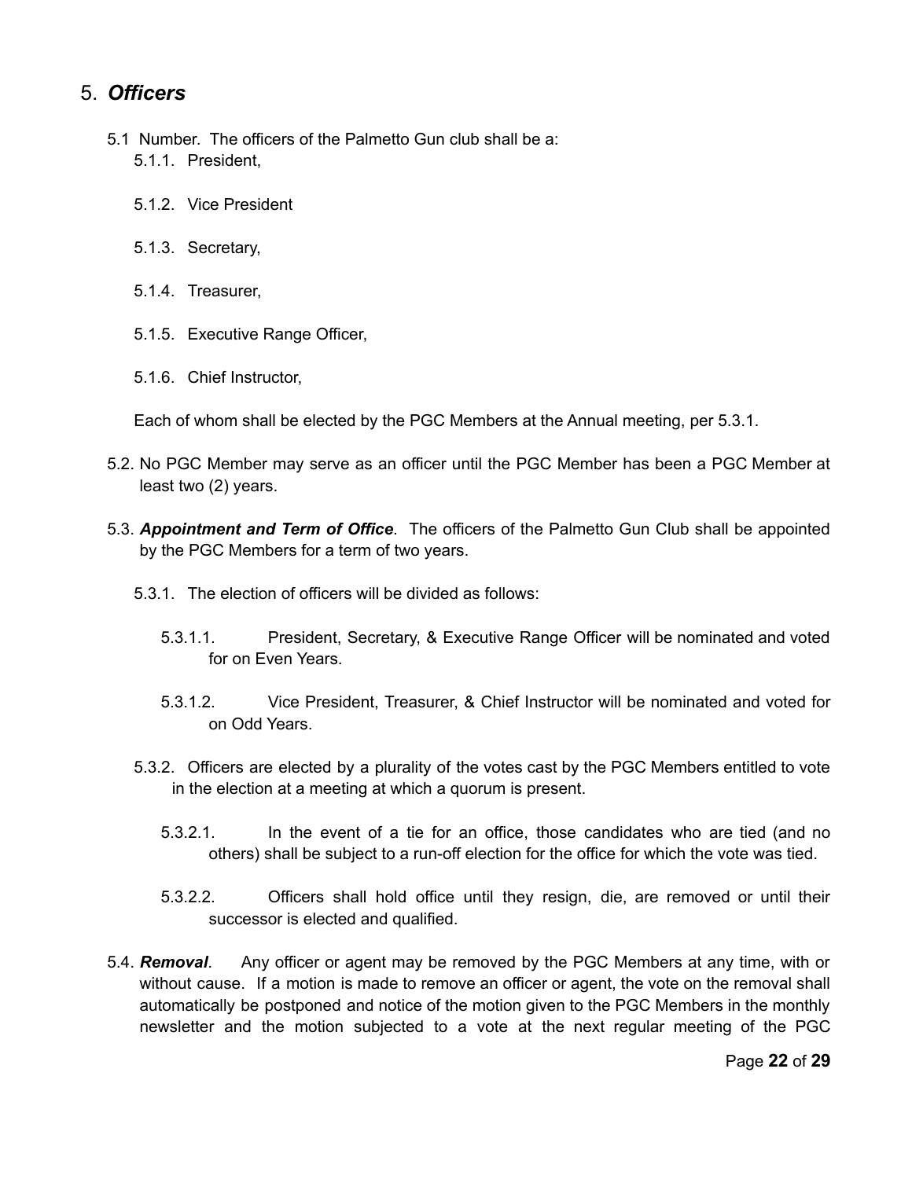## 5. ***Officers***

5.1 Number. The officers of the Palmetto Gun club shall be a:

5.1.1. President,

5.1.2. Vice President

5.1.3. Secretary,

5.1.4. Treasurer,

5.1.5. Executive Range Officer,

5.1.6. Chief Instructor,

Each of whom shall be elected by the PGC Members at the Annual meeting, per 5.3.1.

5.2. No PGC Member may serve as an officer until the PGC Member has been a PGC Member at least two (2) years.

5.3. ***Appointment and Term of Office***. The officers of the Palmetto Gun Club shall be appointed by the PGC Members for a term of two years.

5.3.1. The election of officers will be divided as follows:

5.3.1.1. President, Secretary, & Executive Range Officer will be nominated and voted for on Even Years.

5.3.1.2. Vice President, Treasurer, & Chief Instructor will be nominated and voted for on Odd Years.

5.3.2. Officers are elected by a plurality of the votes cast by the PGC Members entitled to vote in the election at a meeting at which a quorum is present.

5.3.2.1. In the event of a tie for an office, those candidates who are tied (and no others) shall be subject to a run-off election for the office for which the vote was tied.

5.3.2.2. Officers shall hold office until they resign, die, are removed or until their successor is elected and qualified.

5.4. ***Removal***. Any officer or agent may be removed by the PGC Members at any time, with or without cause. If a motion is made to remove an officer or agent, the vote on the removal shall automatically be postponed and notice of the motion given to the PGC Members in the monthly newsletter and the motion subjected to a vote at the next regular meeting of the PGC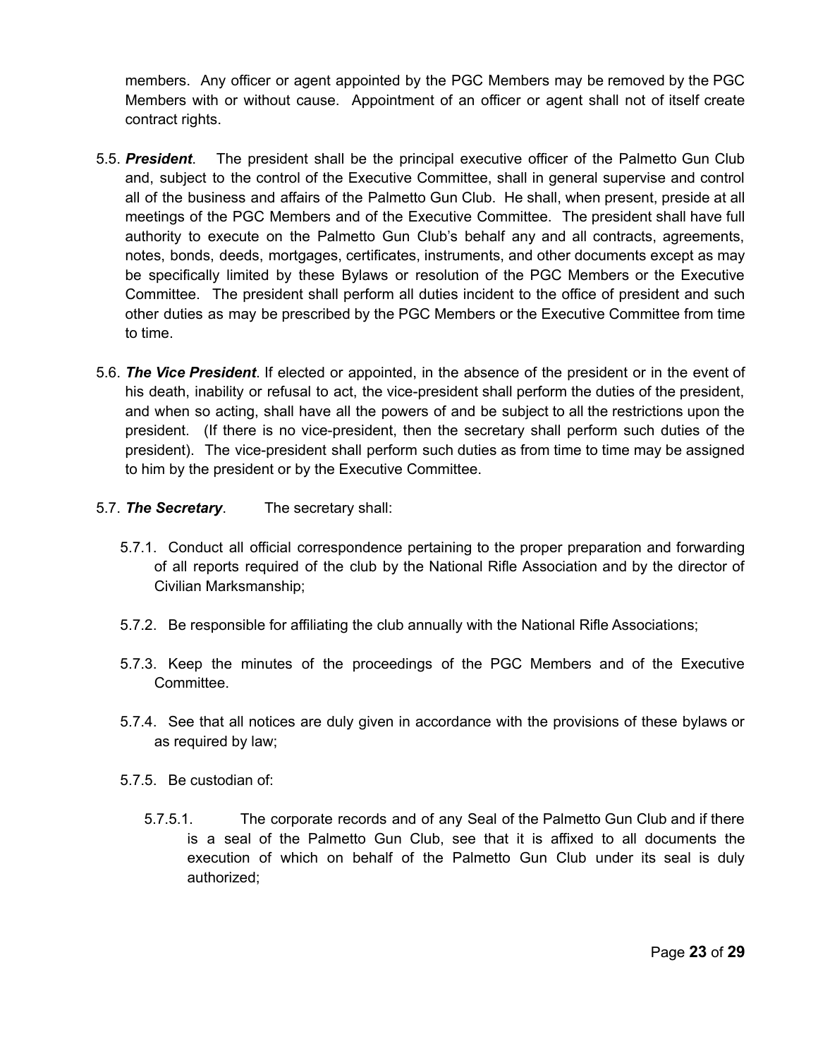members. Any officer or agent appointed by the PGC Members may be removed by the PGC Members with or without cause. Appointment of an officer or agent shall not of itself create contract rights.

5.5. ***President***. The president shall be the principal executive officer of the Palmetto Gun Club and, subject to the control of the Executive Committee, shall in general supervise and control all of the business and affairs of the Palmetto Gun Club. He shall, when present, preside at all meetings of the PGC Members and of the Executive Committee. The president shall have full authority to execute on the Palmetto Gun Club's behalf any and all contracts, agreements, notes, bonds, deeds, mortgages, certificates, instruments, and other documents except as may be specifically limited by these Bylaws or resolution of the PGC Members or the Executive Committee. The president shall perform all duties incident to the office of president and such other duties as may be prescribed by the PGC Members or the Executive Committee from time to time.

5.6. ***The Vice President***. If elected or appointed, in the absence of the president or in the event of his death, inability or refusal to act, the vice-president shall perform the duties of the president, and when so acting, shall have all the powers of and be subject to all the restrictions upon the president. (If there is no vice-president, then the secretary shall perform such duties of the president). The vice-president shall perform such duties as from time to time may be assigned to him by the president or by the Executive Committee.

5.7. ***The Secretary***. The secretary shall:

5.7.1. Conduct all official correspondence pertaining to the proper preparation and forwarding of all reports required of the club by the National Rifle Association and by the director of Civilian Marksmanship;

5.7.2. Be responsible for affiliating the club annually with the National Rifle Associations;

5.7.3. Keep the minutes of the proceedings of the PGC Members and of the Executive Committee.

5.7.4. See that all notices are duly given in accordance with the provisions of these bylaws or as required by law;

5.7.5. Be custodian of:

5.7.5.1. The corporate records and of any Seal of the Palmetto Gun Club and if there is a seal of the Palmetto Gun Club, see that it is affixed to all documents the execution of which on behalf of the Palmetto Gun Club under its seal is duly authorized;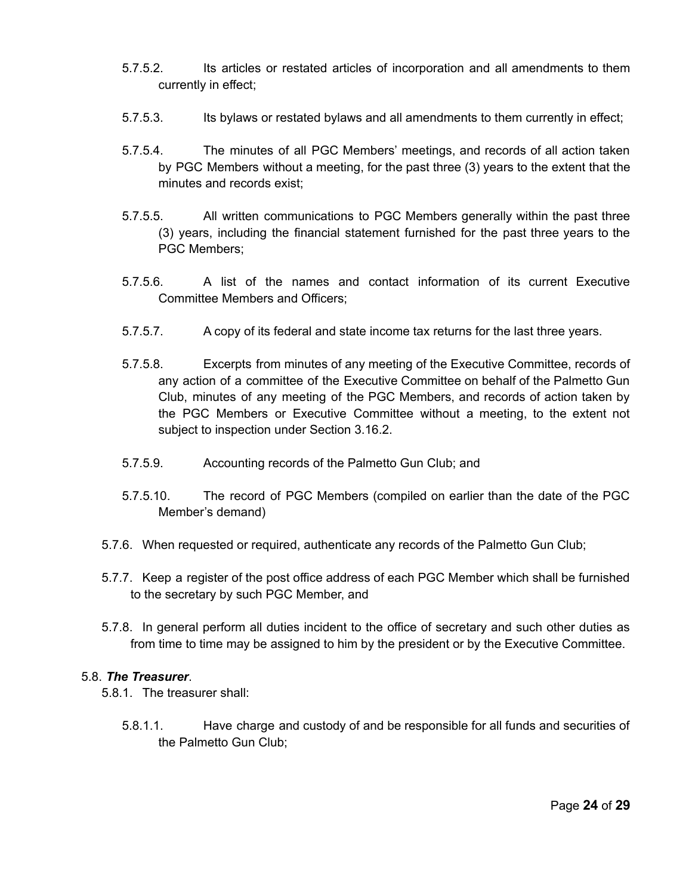5.7.5.2. Its articles or restated articles of incorporation and all amendments to them currently in effect;

5.7.5.3. Its bylaws or restated bylaws and all amendments to them currently in effect;

5.7.5.4. The minutes of all PGC Members' meetings, and records of all action taken by PGC Members without a meeting, for the past three (3) years to the extent that the minutes and records exist;

5.7.5.5. All written communications to PGC Members generally within the past three (3) years, including the financial statement furnished for the past three years to the PGC Members;

5.7.5.6. A list of the names and contact information of its current Executive Committee Members and Officers;

5.7.5.7. A copy of its federal and state income tax returns for the last three years.

5.7.5.8. Excerpts from minutes of any meeting of the Executive Committee, records of any action of a committee of the Executive Committee on behalf of the Palmetto Gun Club, minutes of any meeting of the PGC Members, and records of action taken by the PGC Members or Executive Committee without a meeting, to the extent not subject to inspection under Section 3.16.2.

5.7.5.9. Accounting records of the Palmetto Gun Club; and

5.7.5.10. The record of PGC Members (compiled on earlier than the date of the PGC Member's demand)

5.7.6. When requested or required, authenticate any records of the Palmetto Gun Club;

5.7.7. Keep a register of the post office address of each PGC Member which shall be furnished to the secretary by such PGC Member, and

5.7.8. In general perform all duties incident to the office of secretary and such other duties as from time to time may be assigned to him by the president or by the Executive Committee.

5.8. ***The Treasurer***.

5.8.1. The treasurer shall:

5.8.1.1. Have charge and custody of and be responsible for all funds and securities of the Palmetto Gun Club;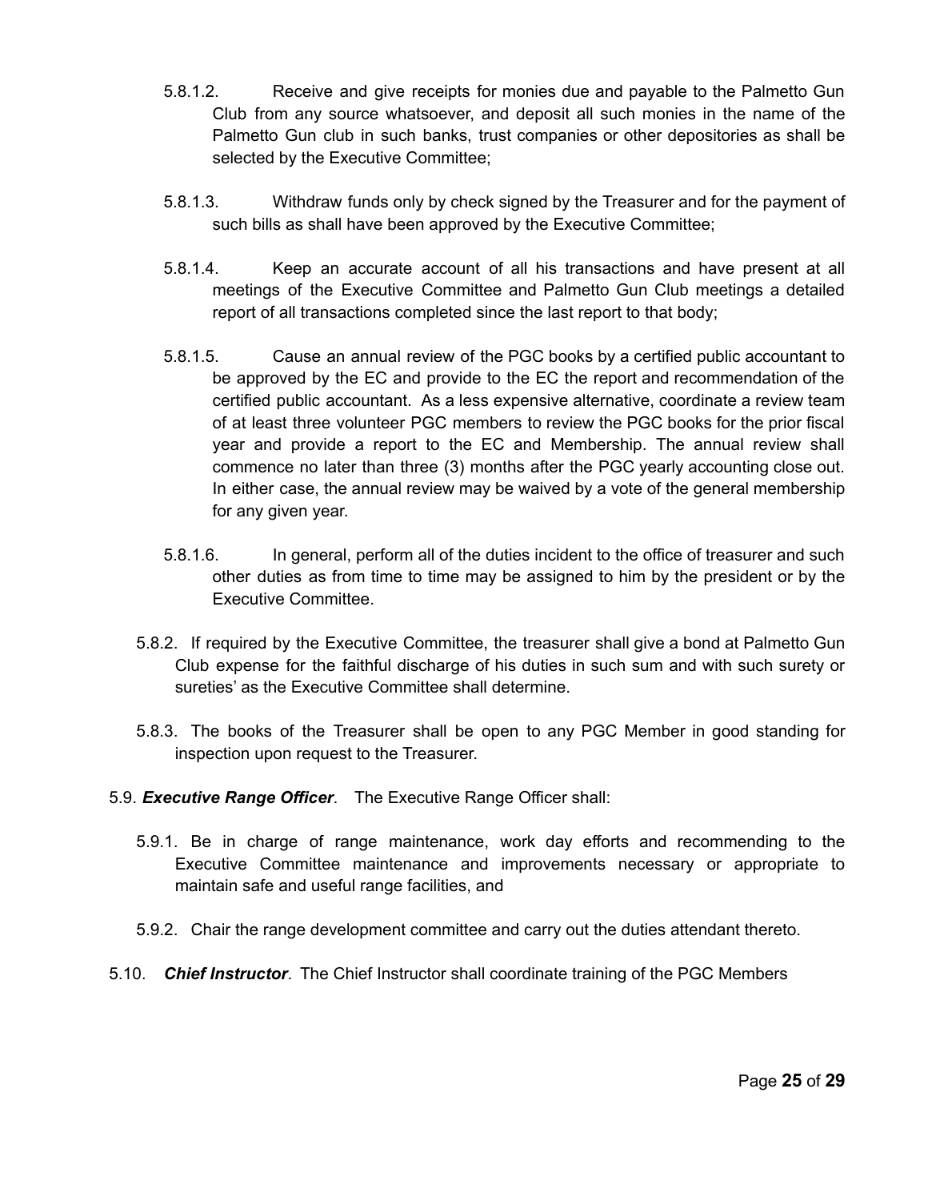5.8.1.2. Receive and give receipts for monies due and payable to the Palmetto Gun Club from any source whatsoever, and deposit all such monies in the name of the Palmetto Gun club in such banks, trust companies or other depositories as shall be selected by the Executive Committee;

5.8.1.3. Withdraw funds only by check signed by the Treasurer and for the payment of such bills as shall have been approved by the Executive Committee;

5.8.1.4. Keep an accurate account of all his transactions and have present at all meetings of the Executive Committee and Palmetto Gun Club meetings a detailed report of all transactions completed since the last report to that body;

5.8.1.5. Cause an annual review of the PGC books by a certified public accountant to be approved by the EC and provide to the EC the report and recommendation of the certified public accountant. As a less expensive alternative, coordinate a review team of at least three volunteer PGC members to review the PGC books for the prior fiscal year and provide a report to the EC and Membership. The annual review shall commence no later than three (3) months after the PGC yearly accounting close out. In either case, the annual review may be waived by a vote of the general membership for any given year.

5.8.1.6. In general, perform all of the duties incident to the office of treasurer and such other duties as from time to time may be assigned to him by the president or by the Executive Committee.

5.8.2. If required by the Executive Committee, the treasurer shall give a bond at Palmetto Gun Club expense for the faithful discharge of his duties in such sum and with such surety or sureties' as the Executive Committee shall determine.

5.8.3. The books of the Treasurer shall be open to any PGC Member in good standing for inspection upon request to the Treasurer.

5.9. ***Executive Range Officer***. The Executive Range Officer shall:

5.9.1. Be in charge of range maintenance, work day efforts and recommending to the Executive Committee maintenance and improvements necessary or appropriate to maintain safe and useful range facilities, and

5.9.2. Chair the range development committee and carry out the duties attendant thereto.

5.10. ***Chief Instructor***. The Chief Instructor shall coordinate training of the PGC Members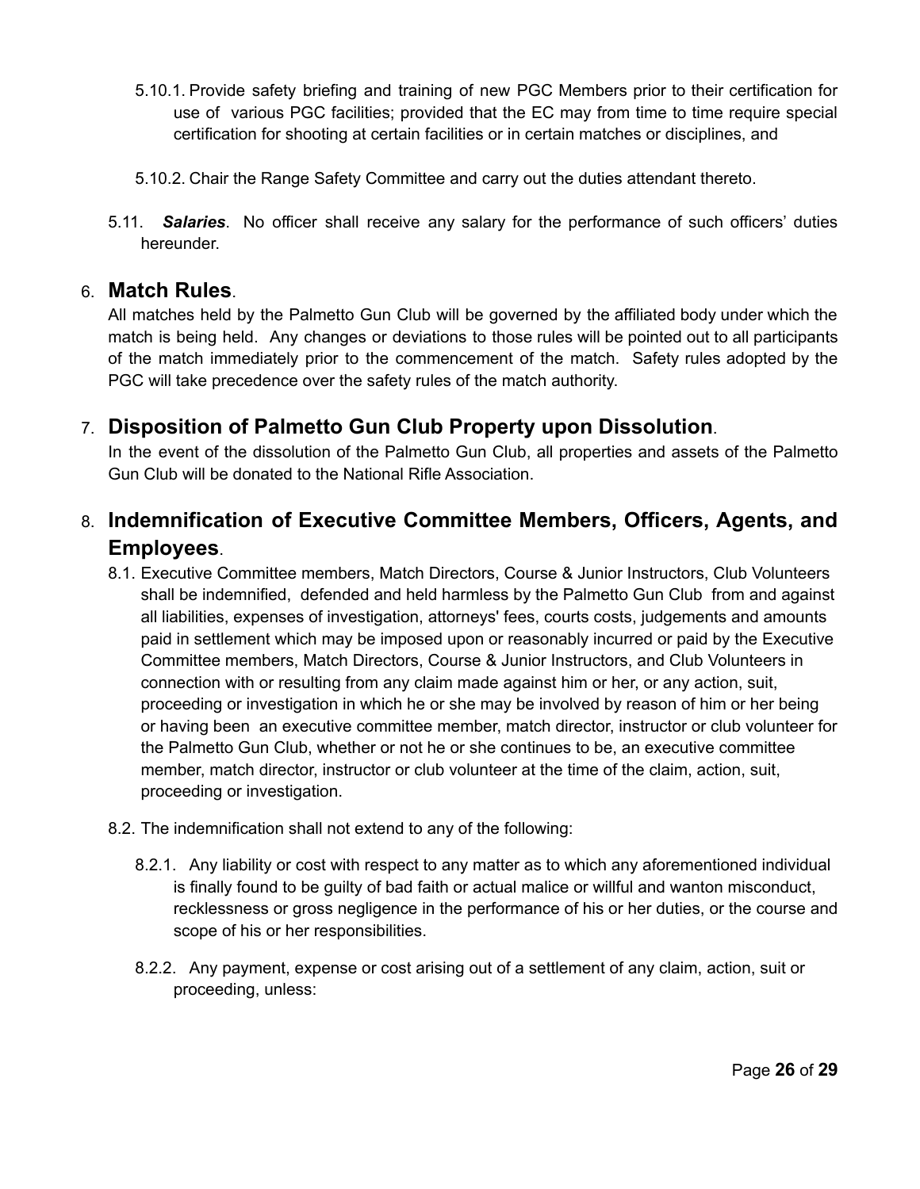5.10.1. Provide safety briefing and training of new PGC Members prior to their certification for use of various PGC facilities; provided that the EC may from time to time require special certification for shooting at certain facilities or in certain matches or disciplines, and

5.10.2. Chair the Range Safety Committee and carry out the duties attendant thereto.

5.11. ***Salaries***. No officer shall receive any salary for the performance of such officers' duties hereunder.

## 6. Match Rules.

All matches held by the Palmetto Gun Club will be governed by the affiliated body under which the match is being held. Any changes or deviations to those rules will be pointed out to all participants of the match immediately prior to the commencement of the match. Safety rules adopted by the PGC will take precedence over the safety rules of the match authority.

## 7. Disposition of Palmetto Gun Club Property upon Dissolution.

In the event of the dissolution of the Palmetto Gun Club, all properties and assets of the Palmetto Gun Club will be donated to the National Rifle Association.

## 8. Indemnification of Executive Committee Members, Officers, Agents, and Employees.

8.1. Executive Committee members, Match Directors, Course & Junior Instructors, Club Volunteers shall be indemnified, defended and held harmless by the Palmetto Gun Club from and against all liabilities, expenses of investigation, attorneys' fees, courts costs, judgements and amounts paid in settlement which may be imposed upon or reasonably incurred or paid by the Executive Committee members, Match Directors, Course & Junior Instructors, and Club Volunteers in connection with or resulting from any claim made against him or her, or any action, suit, proceeding or investigation in which he or she may be involved by reason of him or her being or having been an executive committee member, match director, instructor or club volunteer for the Palmetto Gun Club, whether or not he or she continues to be, an executive committee member, match director, instructor or club volunteer at the time of the claim, action, suit, proceeding or investigation.

8.2. The indemnification shall not extend to any of the following:

8.2.1. Any liability or cost with respect to any matter as to which any aforementioned individual is finally found to be guilty of bad faith or actual malice or willful and wanton misconduct, recklessness or gross negligence in the performance of his or her duties, or the course and scope of his or her responsibilities.

8.2.2. Any payment, expense or cost arising out of a settlement of any claim, action, suit or proceeding, unless: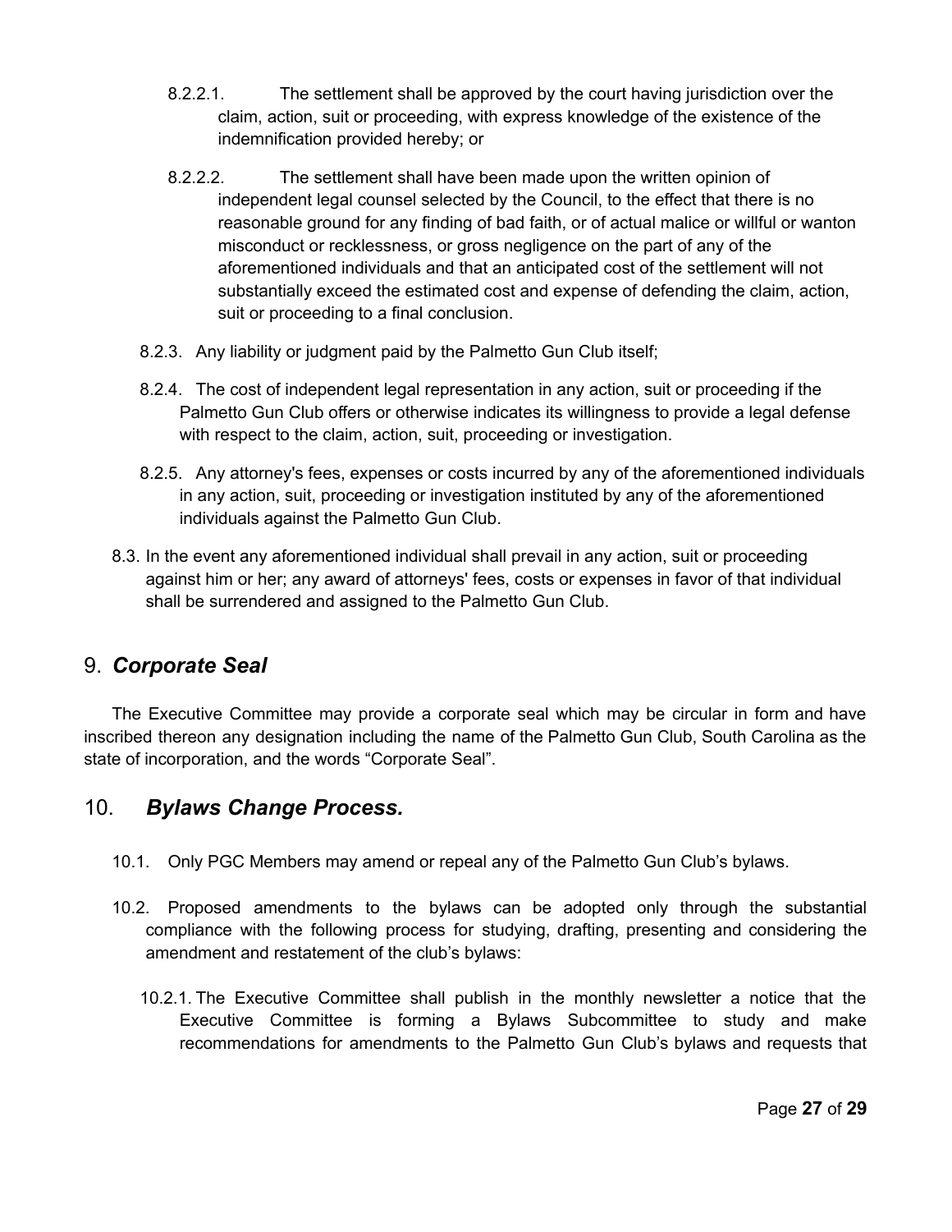8.2.2.1. The settlement shall be approved by the court having jurisdiction over the claim, action, suit or proceeding, with express knowledge of the existence of the indemnification provided hereby; or

8.2.2.2. The settlement shall have been made upon the written opinion of independent legal counsel selected by the Council, to the effect that there is no reasonable ground for any finding of bad faith, or of actual malice or willful or wanton misconduct or recklessness, or gross negligence on the part of any of the aforementioned individuals and that an anticipated cost of the settlement will not substantially exceed the estimated cost and expense of defending the claim, action, suit or proceeding to a final conclusion.

8.2.3. Any liability or judgment paid by the Palmetto Gun Club itself;

8.2.4. The cost of independent legal representation in any action, suit or proceeding if the Palmetto Gun Club offers or otherwise indicates its willingness to provide a legal defense with respect to the claim, action, suit, proceeding or investigation.

8.2.5. Any attorney's fees, expenses or costs incurred by any of the aforementioned individuals in any action, suit, proceeding or investigation instituted by any of the aforementioned individuals against the Palmetto Gun Club.

8.3. In the event any aforementioned individual shall prevail in any action, suit or proceeding against him or her; any award of attorneys' fees, costs or expenses in favor of that individual shall be surrendered and assigned to the Palmetto Gun Club.

## 9. *Corporate Seal*

The Executive Committee may provide a corporate seal which may be circular in form and have inscribed thereon any designation including the name of the Palmetto Gun Club, South Carolina as the state of incorporation, and the words “Corporate Seal”.

## 10. *Bylaws Change Process.*

10.1. Only PGC Members may amend or repeal any of the Palmetto Gun Club’s bylaws.

10.2. Proposed amendments to the bylaws can be adopted only through the substantial compliance with the following process for studying, drafting, presenting and considering the amendment and restatement of the club’s bylaws:

10.2.1. The Executive Committee shall publish in the monthly newsletter a notice that the Executive Committee is forming a Bylaws Subcommittee to study and make recommendations for amendments to the Palmetto Gun Club’s bylaws and requests that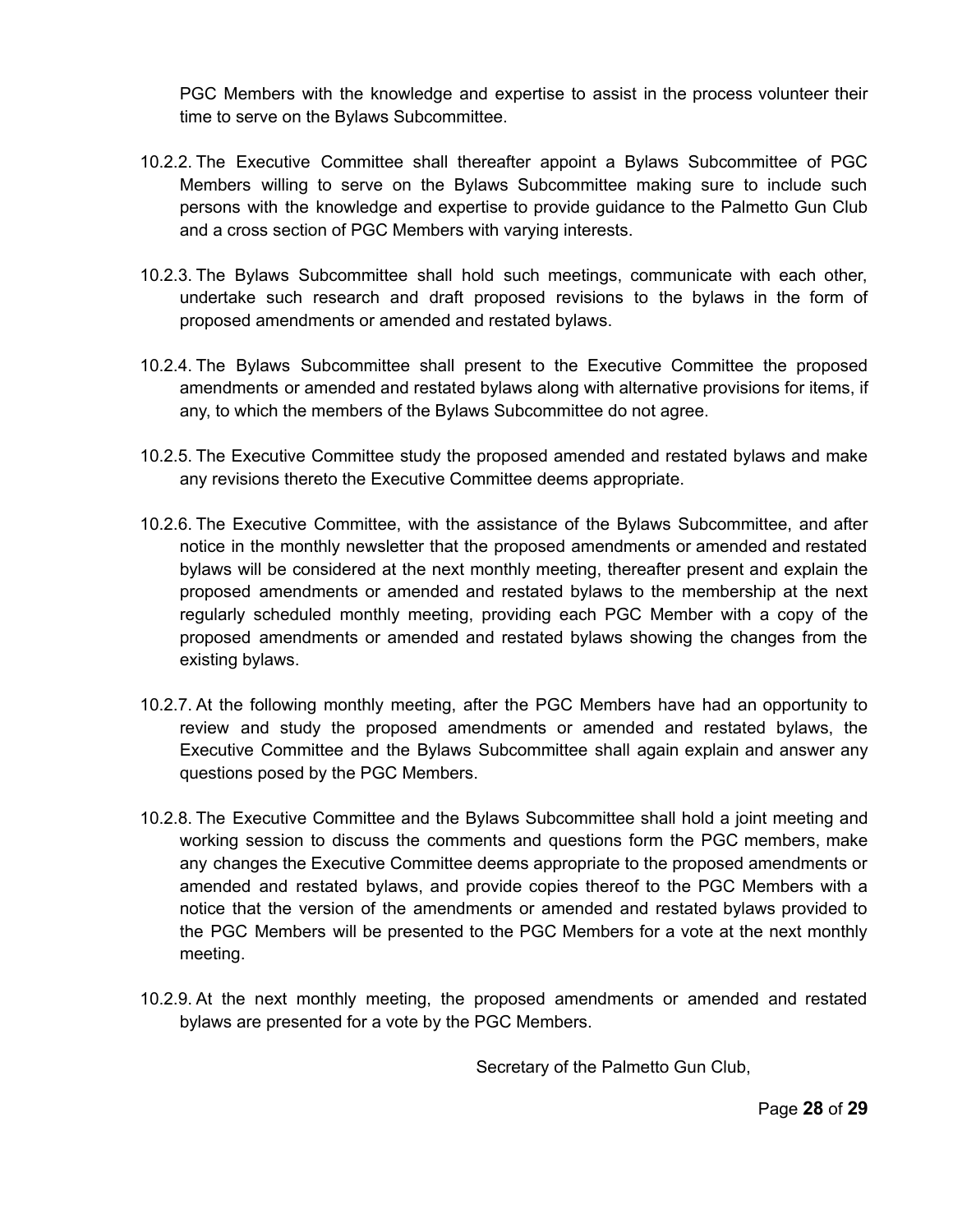PGC Members with the knowledge and expertise to assist in the process volunteer their time to serve on the Bylaws Subcommittee.

10.2.2. The Executive Committee shall thereafter appoint a Bylaws Subcommittee of PGC Members willing to serve on the Bylaws Subcommittee making sure to include such persons with the knowledge and expertise to provide guidance to the Palmetto Gun Club and a cross section of PGC Members with varying interests.

10.2.3. The Bylaws Subcommittee shall hold such meetings, communicate with each other, undertake such research and draft proposed revisions to the bylaws in the form of proposed amendments or amended and restated bylaws.

10.2.4. The Bylaws Subcommittee shall present to the Executive Committee the proposed amendments or amended and restated bylaws along with alternative provisions for items, if any, to which the members of the Bylaws Subcommittee do not agree.

10.2.5. The Executive Committee study the proposed amended and restated bylaws and make any revisions thereto the Executive Committee deems appropriate.

10.2.6. The Executive Committee, with the assistance of the Bylaws Subcommittee, and after notice in the monthly newsletter that the proposed amendments or amended and restated bylaws will be considered at the next monthly meeting, thereafter present and explain the proposed amendments or amended and restated bylaws to the membership at the next regularly scheduled monthly meeting, providing each PGC Member with a copy of the proposed amendments or amended and restated bylaws showing the changes from the existing bylaws.

10.2.7. At the following monthly meeting, after the PGC Members have had an opportunity to review and study the proposed amendments or amended and restated bylaws, the Executive Committee and the Bylaws Subcommittee shall again explain and answer any questions posed by the PGC Members.

10.2.8. The Executive Committee and the Bylaws Subcommittee shall hold a joint meeting and working session to discuss the comments and questions form the PGC members, make any changes the Executive Committee deems appropriate to the proposed amendments or amended and restated bylaws, and provide copies thereof to the PGC Members with a notice that the version of the amendments or amended and restated bylaws provided to the PGC Members will be presented to the PGC Members for a vote at the next monthly meeting.

10.2.9. At the next monthly meeting, the proposed amendments or amended and restated bylaws are presented for a vote by the PGC Members.

Secretary of the Palmetto Gun Club,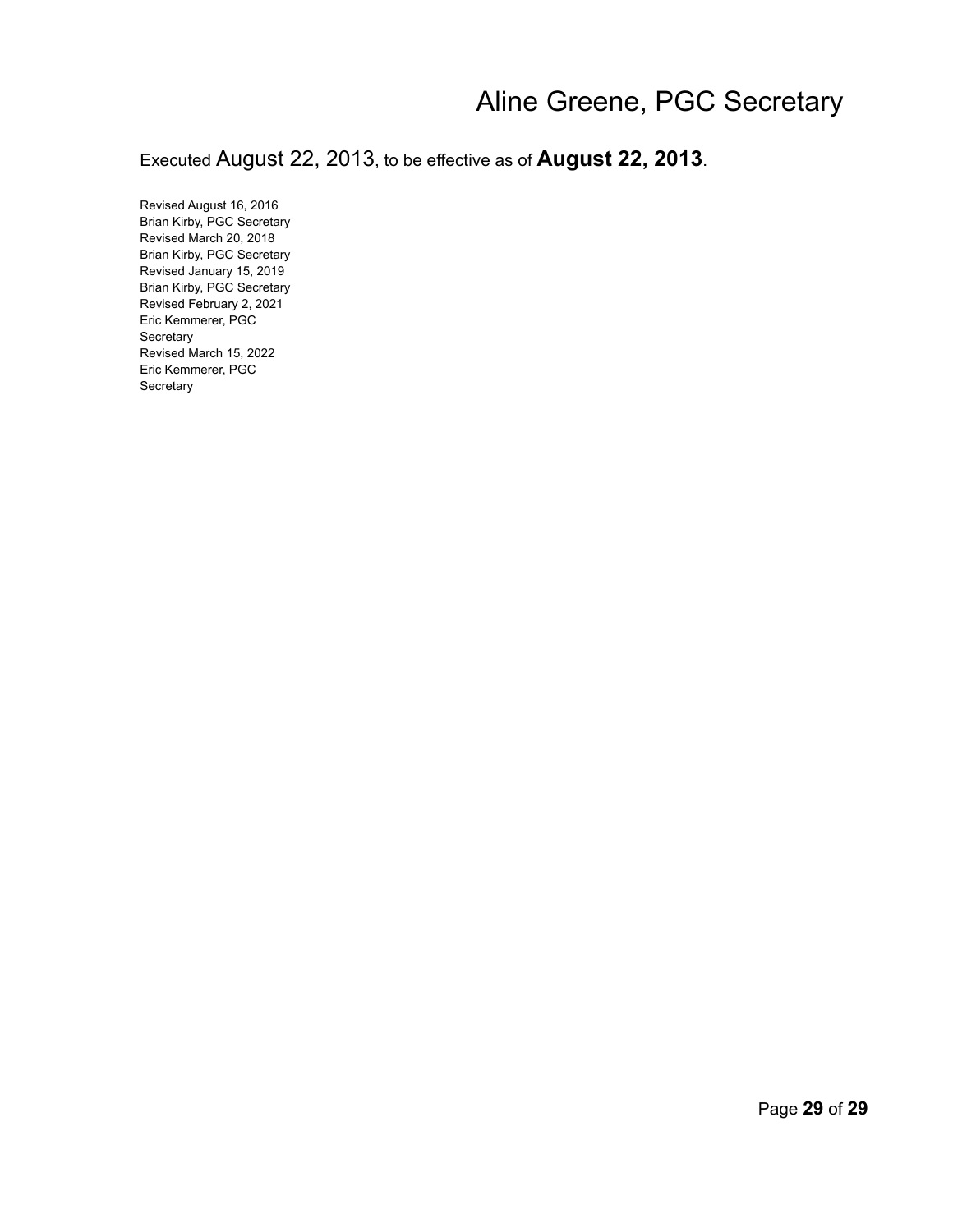Aline Greene, PGC Secretary

Executed August 22, 2013, to be effective as of **August 22, 2013**.

Revised August 16, 2016
Brian Kirby, PGC Secretary
Revised March 20, 2018
Brian Kirby, PGC Secretary
Revised January 15, 2019
Brian Kirby, PGC Secretary
Revised February 2, 2021
Eric Kemmerer, PGC Secretary
Revised March 15, 2022
Eric Kemmerer, PGC Secretary